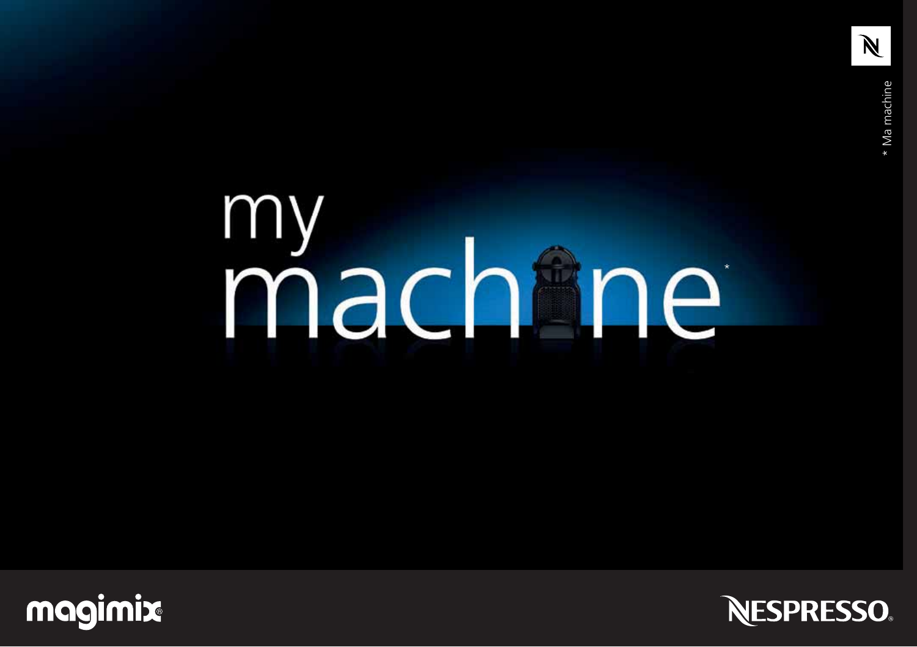# my machine*

\* Ma machine

magimix®

NESPRESSO®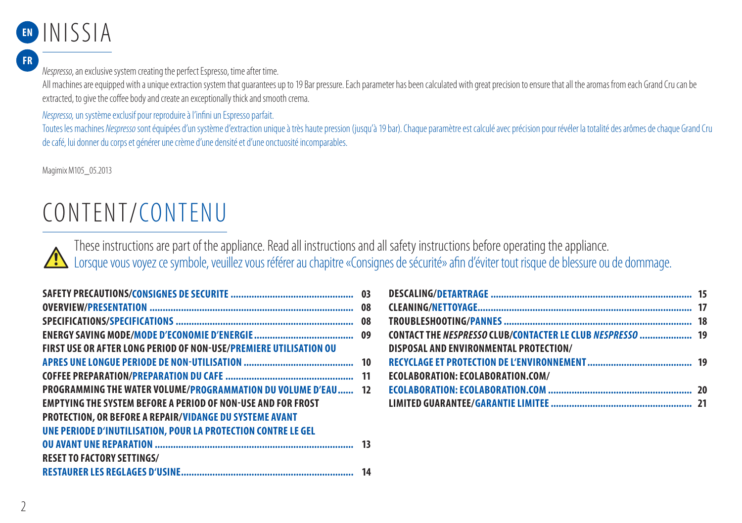# INISSIA

EN

FR

*Nespresso*, an exclusive system creating the perfect Espresso, time after time.

All machines are equipped with a unique extraction system that guarantees up to 19 Bar pressure. Each parameter has been calculated with great precision to ensure that all the aromas from each Grand Cru can be extracted, to give the coffee body and create an exceptionally thick and smooth crema.

*Nespresso,* un système exclusif pour reproduire à l'infini un Espresso parfait.

Toutes les machines *Nespresso* sont équipées d'un système d'extraction unique à très haute pression (jusqu'à 19 bar). Chaque paramètre est calculé avec précision pour révéler la totalité des arômes de chaque Grand Cru de café, lui donner du corps et générer une crème d'une densité et d'une onctuosité incomparables.

Magimix M105_05.2013

# CONTENT/CONTENU

These instructions are part of the appliance. Read all instructions and all safety instructions before operating the appliance.
Lorsque vous voyez ce symbole, veuillez vous référer au chapitre «Consignes de sécurité» afin d'éviter tout risque de blessure ou de dommage.

| Section | Page |
|---|---|
| **SAFETY PRECAUTIONS/CONSIGNES DE SECURITE** | 03 |
| **OVERVIEW/PRESENTATION** | 08 |
| **SPECIFICATIONS/SPECIFICATIONS** | 08 |
| **ENERGY SAVING MODE/MODE D'ECONOMIE D'ENERGIE** | 09 |
| **FIRST USE OR AFTER LONG PERIOD OF NON-USE/PREMIERE UTILISATION OU APRES UNE LONGUE PERIODE DE NON-UTILISATION** | 10 |
| **COFFEE PREPARATION/PREPARATION DU CAFE** | 11 |
| **PROGRAMMING THE WATER VOLUME/PROGRAMMATION DU VOLUME D'EAU** | 12 |
| **EMPTYING THE SYSTEM BEFORE A PERIOD OF NON-USE AND FOR FROST PROTECTION, OR BEFORE A REPAIR/VIDANGE DU SYSTEME AVANT UNE PERIODE D'INUTILISATION, POUR LA PROTECTION CONTRE LE GEL OU AVANT UNE REPARATION** | 13 |
| **RESET TO FACTORY SETTINGS/RESTAURER LES REGLAGES D'USINE** | 14 |
| **DESCALING/DETARTRAGE** | 15 |
| **CLEANING/NETTOYAGE** | 17 |
| **TROUBLESHOOTING/PANNES** | 18 |
| **CONTACT THE *NESPRESSO* CLUB/CONTACTER LE CLUB *NESPRESSO*** | 19 |
| **DISPOSAL AND ENVIRONMENTAL PROTECTION/RECYCLAGE ET PROTECTION DE L'ENVIRONNEMENT** | 19 |
| **ECOLABORATION: ECOLABORATION.COM/ECOLABORATION: ECOLABORATION.COM** | 20 |
| **LIMITED GUARANTEE/GARANTIE LIMITEE** | 21 |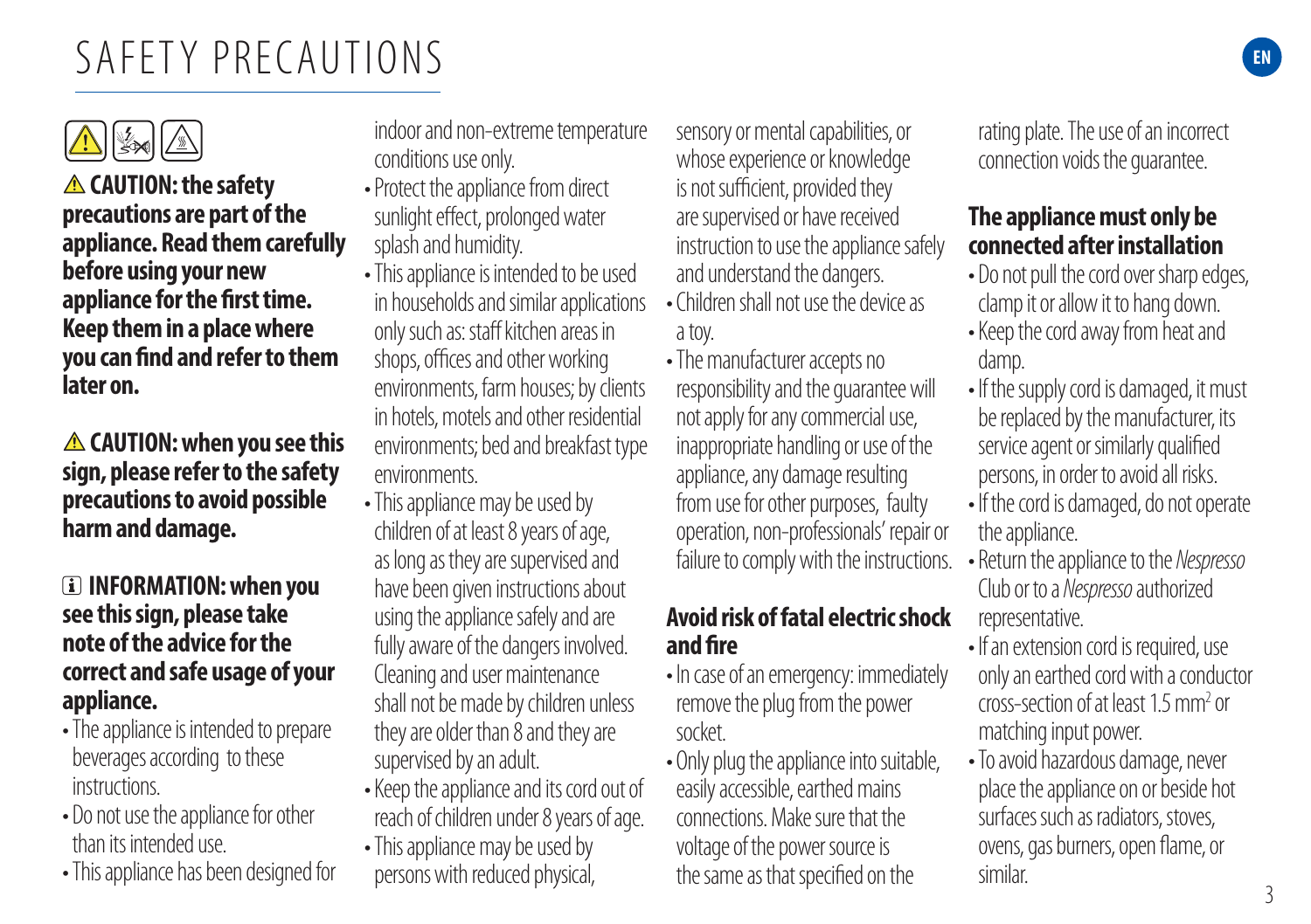# SAFETY PRECAUTIONS

⚠ **CAUTION: the safety precautions are part of the appliance. Read them carefully before using your new appliance for the first time. Keep them in a place where you can find and refer to them later on.**

⚠ **CAUTION: when you see this sign, please refer to the safety precautions to avoid possible harm and damage.**

ℹ **INFORMATION: when you see this sign, please take note of the advice for the correct and safe usage of your appliance.**

- The appliance is intended to prepare beverages according to these instructions.
- Do not use the appliance for other than its intended use.
- This appliance has been designed for indoor and non-extreme temperature conditions use only.
- Protect the appliance from direct sunlight effect, prolonged water splash and humidity.
- This appliance is intended to be used in households and similar applications only such as: staff kitchen areas in shops, offices and other working environments, farm houses; by clients in hotels, motels and other residential environments; bed and breakfast type environments.
- This appliance may be used by children of at least 8 years of age, as long as they are supervised and have been given instructions about using the appliance safely and are fully aware of the dangers involved. Cleaning and user maintenance shall not be made by children unless they are older than 8 and they are supervised by an adult.
- Keep the appliance and its cord out of reach of children under 8 years of age.
- This appliance may be used by persons with reduced physical, sensory or mental capabilities, or whose experience or knowledge is not sufficient, provided they are supervised or have received instruction to use the appliance safely and understand the dangers.
- Children shall not use the device as a toy.
- The manufacturer accepts no responsibility and the guarantee will not apply for any commercial use, inappropriate handling or use of the appliance, any damage resulting from use for other purposes, faulty operation, non-professionals' repair or failure to comply with the instructions.

## Avoid risk of fatal electric shock and fire

- In case of an emergency: immediately remove the plug from the power socket.
- Only plug the appliance into suitable, easily accessible, earthed mains connections. Make sure that the voltage of the power source is the same as that specified on the rating plate. The use of an incorrect connection voids the guarantee.

## The appliance must only be connected after installation

- Do not pull the cord over sharp edges, clamp it or allow it to hang down.
- Keep the cord away from heat and damp.
- If the supply cord is damaged, it must be replaced by the manufacturer, its service agent or similarly qualified persons, in order to avoid all risks.
- If the cord is damaged, do not operate the appliance.
- Return the appliance to the *Nespresso* Club or to a *Nespresso* authorized representative.
- If an extension cord is required, use only an earthed cord with a conductor cross-section of at least 1.5 mm$^2$ or matching input power.
- To avoid hazardous damage, never place the appliance on or beside hot surfaces such as radiators, stoves, ovens, gas burners, open flame, or similar.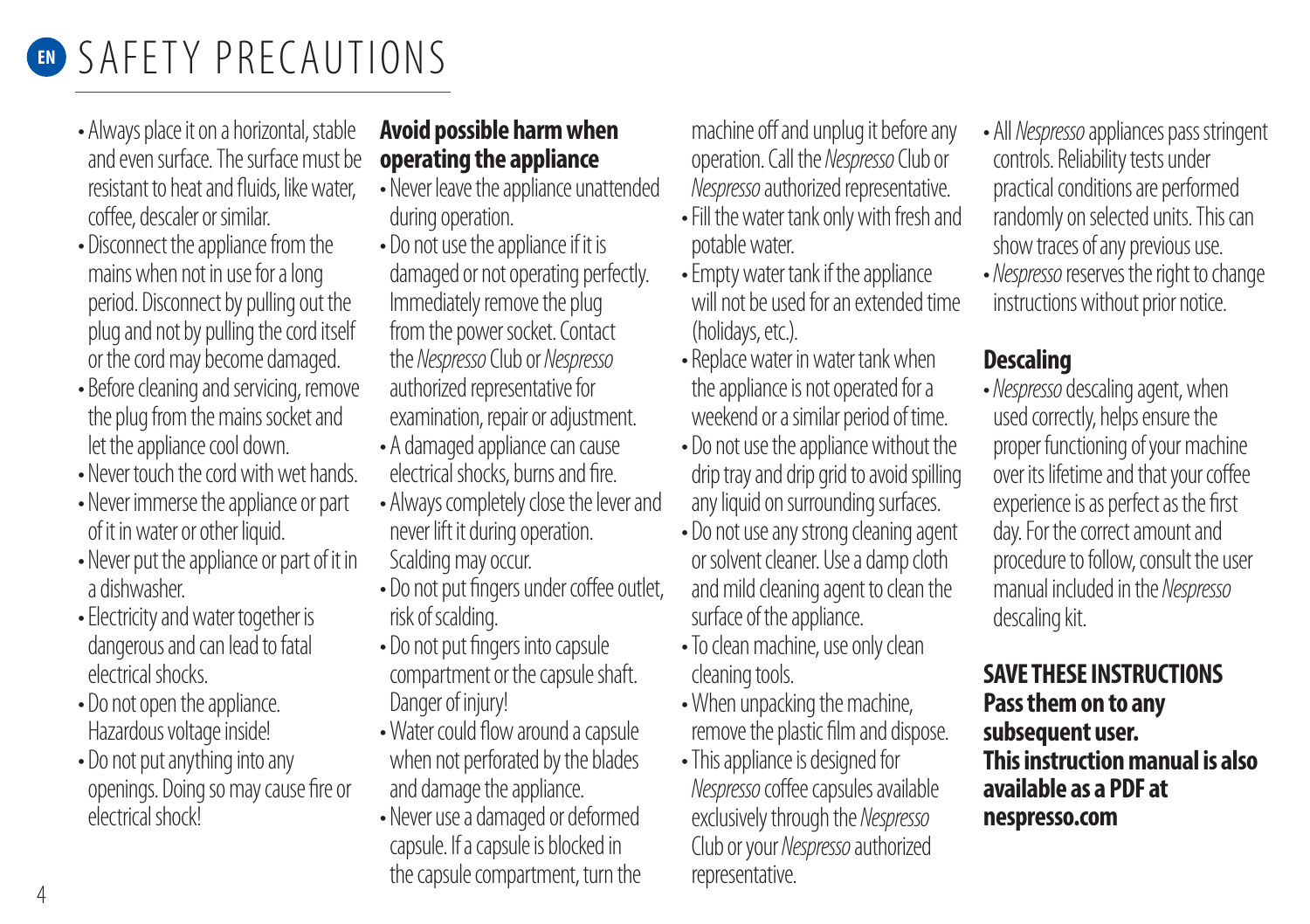# SAFETY PRECAUTIONS

- Always place it on a horizontal, stable and even surface. The surface must be resistant to heat and fluids, like water, coffee, descaler or similar.
- Disconnect the appliance from the mains when not in use for a long period. Disconnect by pulling out the plug and not by pulling the cord itself or the cord may become damaged.
- Before cleaning and servicing, remove the plug from the mains socket and let the appliance cool down.
- Never touch the cord with wet hands.
- Never immerse the appliance or part of it in water or other liquid.
- Never put the appliance or part of it in a dishwasher.
- Electricity and water together is dangerous and can lead to fatal electrical shocks.
- Do not open the appliance. Hazardous voltage inside!
- Do not put anything into any openings. Doing so may cause fire or electrical shock!

**Avoid possible harm when operating the appliance**

- Never leave the appliance unattended during operation.
- Do not use the appliance if it is damaged or not operating perfectly. Immediately remove the plug from the power socket. Contact the *Nespresso* Club or *Nespresso* authorized representative for examination, repair or adjustment.
- A damaged appliance can cause electrical shocks, burns and fire.
- Always completely close the lever and never lift it during operation. Scalding may occur.
- Do not put fingers under coffee outlet, risk of scalding.
- Do not put fingers into capsule compartment or the capsule shaft. Danger of injury!
- Water could flow around a capsule when not perforated by the blades and damage the appliance.
- Never use a damaged or deformed capsule. If a capsule is blocked in the capsule compartment, turn the machine off and unplug it before any operation. Call the *Nespresso* Club or *Nespresso* authorized representative.
- Fill the water tank only with fresh and potable water.
- Empty water tank if the appliance will not be used for an extended time (holidays, etc.).
- Replace water in water tank when the appliance is not operated for a weekend or a similar period of time.
- Do not use the appliance without the drip tray and drip grid to avoid spilling any liquid on surrounding surfaces.
- Do not use any strong cleaning agent or solvent cleaner. Use a damp cloth and mild cleaning agent to clean the surface of the appliance.
- To clean machine, use only clean cleaning tools.
- When unpacking the machine, remove the plastic film and dispose.
- This appliance is designed for *Nespresso* coffee capsules available exclusively through the *Nespresso* Club or your *Nespresso* authorized representative.
- All *Nespresso* appliances pass stringent controls. Reliability tests under practical conditions are performed randomly on selected units. This can show traces of any previous use.
- *Nespresso* reserves the right to change instructions without prior notice.

## Descaling

- *Nespresso* descaling agent, when used correctly, helps ensure the proper functioning of your machine over its lifetime and that your coffee experience is as perfect as the first day. For the correct amount and procedure to follow, consult the user manual included in the *Nespresso* descaling kit.

**SAVE THESE INSTRUCTIONS**
**Pass them on to any subsequent user.**
**This instruction manual is also available as a PDF at nespresso.com**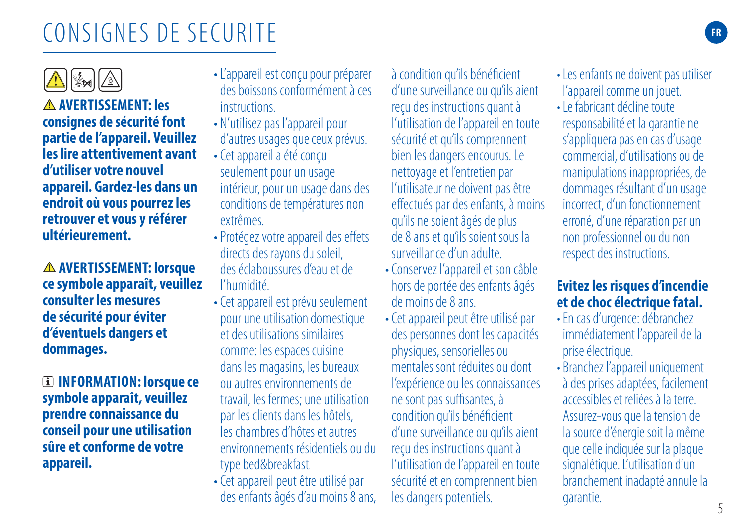# CONSIGNES DE SECURITE

**⚠ AVERTISSEMENT: les consignes de sécurité font partie de l'appareil. Veuillez les lire attentivement avant d'utiliser votre nouvel appareil. Gardez-les dans un endroit où vous pourrez les retrouver et vous y référer ultérieurement.**

**⚠ AVERTISSEMENT: lorsque ce symbole apparaît, veuillez consulter les mesures de sécurité pour éviter d'éventuels dangers et dommages.**

**ℹ INFORMATION: lorsque ce symbole apparaît, veuillez prendre connaissance du conseil pour une utilisation sûre et conforme de votre appareil.**

- L'appareil est conçu pour préparer des boissons conformément à ces instructions.
- N'utilisez pas l'appareil pour d'autres usages que ceux prévus.
- Cet appareil a été conçu seulement pour un usage intérieur, pour un usage dans des conditions de températures non extrêmes.
- Protégez votre appareil des effets directs des rayons du soleil, des éclaboussures d'eau et de l'humidité.
- Cet appareil est prévu seulement pour une utilisation domestique et des utilisations similaires comme: les espaces cuisine dans les magasins, les bureaux ou autres environnements de travail, les fermes; une utilisation par les clients dans les hôtels, les chambres d'hôtes et autres environnements résidentiels ou du type bed&breakfast.
- Cet appareil peut être utilisé par des enfants âgés d'au moins 8 ans, à condition qu'ils bénéficient d'une surveillance ou qu'ils aient reçu des instructions quant à l'utilisation de l'appareil en toute sécurité et qu'ils comprennent bien les dangers encourus. Le nettoyage et l'entretien par l'utilisateur ne doivent pas être effectués par des enfants, à moins qu'ils ne soient âgés de plus de 8 ans et qu'ils soient sous la surveillance d'un adulte.
- Conservez l'appareil et son câble hors de portée des enfants âgés de moins de 8 ans.
- Cet appareil peut être utilisé par des personnes dont les capacités physiques, sensorielles ou mentales sont réduites ou dont l'expérience ou les connaissances ne sont pas suffisantes, à condition qu'ils bénéficient d'une surveillance ou qu'ils aient reçu des instructions quant à l'utilisation de l'appareil en toute sécurité et en comprennent bien les dangers potentiels.
- Les enfants ne doivent pas utiliser l'appareil comme un jouet.
- Le fabricant décline toute responsabilité et la garantie ne s'appliquera pas en cas d'usage commercial, d'utilisations ou de manipulations inappropriées, de dommages résultant d'un usage incorrect, d'un fonctionnement erroné, d'une réparation par un non professionnel ou du non respect des instructions.

## Evitez les risques d'incendie et de choc électrique fatal.

- En cas d'urgence: débranchez immédiatement l'appareil de la prise électrique.
- Branchez l'appareil uniquement à des prises adaptées, facilement accessibles et reliées à la terre. Assurez-vous que la tension de la source d'énergie soit la même que celle indiquée sur la plaque signalétique. L'utilisation d'un branchement inadapté annule la garantie.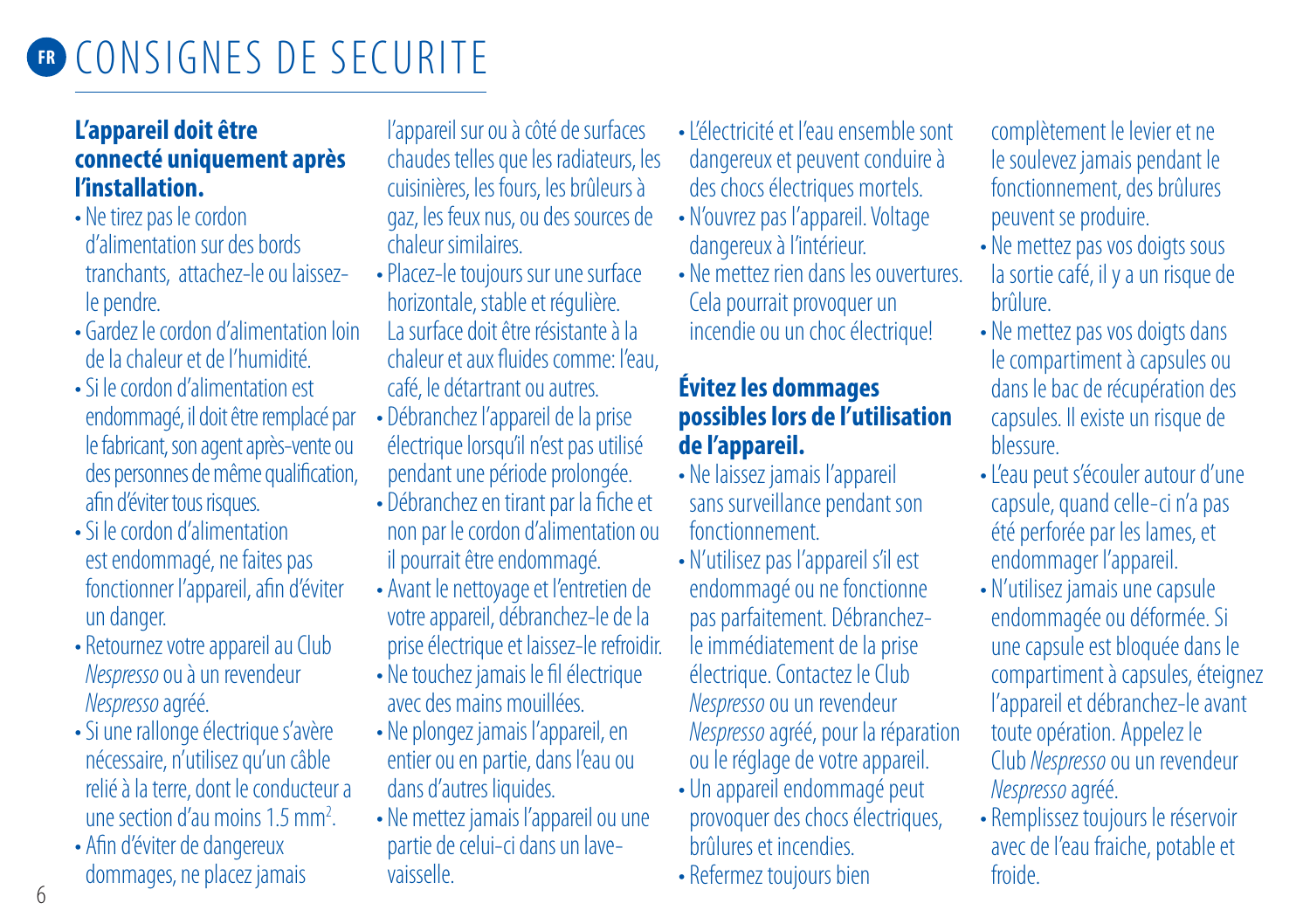# FR CONSIGNES DE SECURITE

**L'appareil doit être connecté uniquement après l'installation.**

- Ne tirez pas le cordon d'alimentation sur des bords tranchants, attachez-le ou laissez-le pendre.
- Gardez le cordon d'alimentation loin de la chaleur et de l'humidité.
- Si le cordon d'alimentation est endommagé, il doit être remplacé par le fabricant, son agent après-vente ou des personnes de même qualification, afin d'éviter tous risques.
- Si le cordon d'alimentation est endommagé, ne faites pas fonctionner l'appareil, afin d'éviter un danger.
- Retournez votre appareil au Club *Nespresso* ou à un revendeur *Nespresso* agréé.
- Si une rallonge électrique s'avère nécessaire, n'utilisez qu'un câble relié à la terre, dont le conducteur a une section d'au moins 1.5 $mm^2$.
- Afin d'éviter de dangereux dommages, ne placez jamais l'appareil sur ou à côté de surfaces chaudes telles que les radiateurs, les cuisinières, les fours, les brûleurs à gaz, les feux nus, ou des sources de chaleur similaires.
- Placez-le toujours sur une surface horizontale, stable et régulière. La surface doit être résistante à la chaleur et aux fluides comme: l'eau, café, le détartrant ou autres.
- Débranchez l'appareil de la prise électrique lorsqu'il n'est pas utilisé pendant une période prolongée.
- Débranchez en tirant par la fiche et non par le cordon d'alimentation ou il pourrait être endommagé.
- Avant le nettoyage et l'entretien de votre appareil, débranchez-le de la prise électrique et laissez-le refroidir.
- Ne touchez jamais le fil électrique avec des mains mouillées.
- Ne plongez jamais l'appareil, en entier ou en partie, dans l'eau ou dans d'autres liquides.
- Ne mettez jamais l'appareil ou une partie de celui-ci dans un lave-vaisselle.
- L'électricité et l'eau ensemble sont dangereux et peuvent conduire à des chocs électriques mortels.
- N'ouvrez pas l'appareil. Voltage dangereux à l'intérieur.
- Ne mettez rien dans les ouvertures. Cela pourrait provoquer un incendie ou un choc électrique!

**Évitez les dommages possibles lors de l'utilisation de l'appareil.**

- Ne laissez jamais l'appareil sans surveillance pendant son fonctionnement.
- N'utilisez pas l'appareil s'il est endommagé ou ne fonctionne pas parfaitement. Débranchez-le immédiatement de la prise électrique. Contactez le Club *Nespresso* ou un revendeur *Nespresso* agréé, pour la réparation ou le réglage de votre appareil.
- Un appareil endommagé peut provoquer des chocs électriques, brûlures et incendies.
- Refermez toujours bien complètement le levier et ne le soulevez jamais pendant le fonctionnement, des brûlures peuvent se produire.
- Ne mettez pas vos doigts sous la sortie café, il y a un risque de brûlure.
- Ne mettez pas vos doigts dans le compartiment à capsules ou dans le bac de récupération des capsules. Il existe un risque de blessure.
- L'eau peut s'écouler autour d'une capsule, quand celle-ci n'a pas été perforée par les lames, et endommager l'appareil.
- N'utilisez jamais une capsule endommagée ou déformée. Si une capsule est bloquée dans le compartiment à capsules, éteignez l'appareil et débranchez-le avant toute opération. Appelez le Club *Nespresso* ou un revendeur *Nespresso* agréé.
- Remplissez toujours le réservoir avec de l'eau fraiche, potable et froide.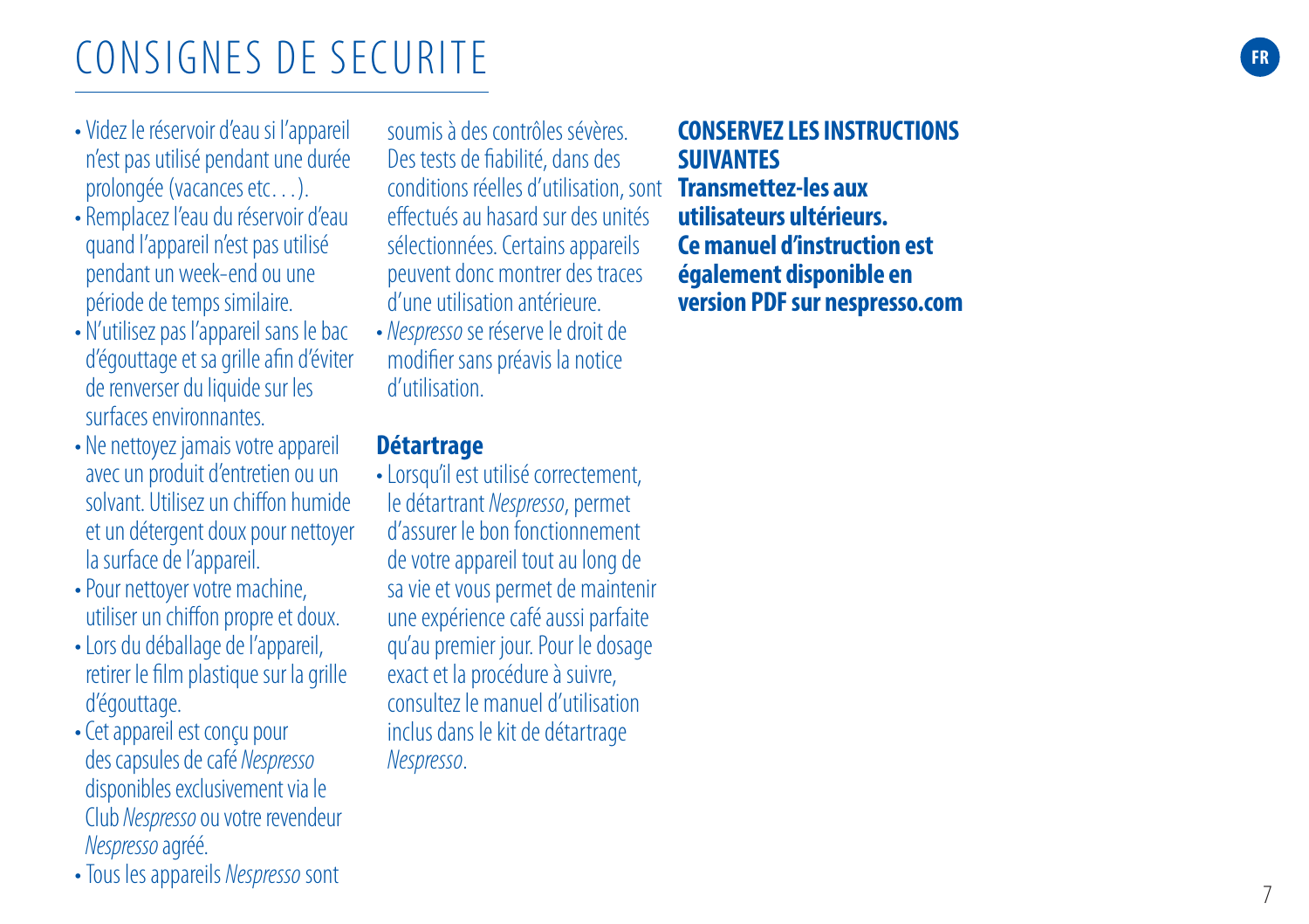# CONSIGNES DE SECURITE

- Videz le réservoir d'eau si l'appareil n'est pas utilisé pendant une durée prolongée (vacances etc…).
- Remplacez l'eau du réservoir d'eau quand l'appareil n'est pas utilisé pendant un week-end ou une période de temps similaire.
- N'utilisez pas l'appareil sans le bac d'égouttage et sa grille afin d'éviter de renverser du liquide sur les surfaces environnantes.
- Ne nettoyez jamais votre appareil avec un produit d'entretien ou un solvant. Utilisez un chiffon humide et un détergent doux pour nettoyer la surface de l'appareil.
- Pour nettoyer votre machine, utiliser un chiffon propre et doux.
- Lors du déballage de l'appareil, retirer le film plastique sur la grille d'égouttage.
- Cet appareil est conçu pour des capsules de café *Nespresso* disponibles exclusivement via le Club *Nespresso* ou votre revendeur *Nespresso* agréé.
- Tous les appareils *Nespresso* sont soumis à des contrôles sévères. Des tests de fiabilité, dans des conditions réelles d'utilisation, sont effectués au hasard sur des unités sélectionnées. Certains appareils peuvent donc montrer des traces d'une utilisation antérieure.
- *Nespresso* se réserve le droit de modifier sans préavis la notice d'utilisation.

## Détartrage

- Lorsqu'il est utilisé correctement, le détartrant *Nespresso*, permet d'assurer le bon fonctionnement de votre appareil tout au long de sa vie et vous permet de maintenir une expérience café aussi parfaite qu'au premier jour. Pour le dosage exact et la procédure à suivre, consultez le manuel d'utilisation inclus dans le kit de détartrage *Nespresso*.

**CONSERVEZ LES INSTRUCTIONS SUIVANTES**
**Transmettez-les aux utilisateurs ultérieurs.**
**Ce manuel d'instruction est également disponible en version PDF sur nespresso.com**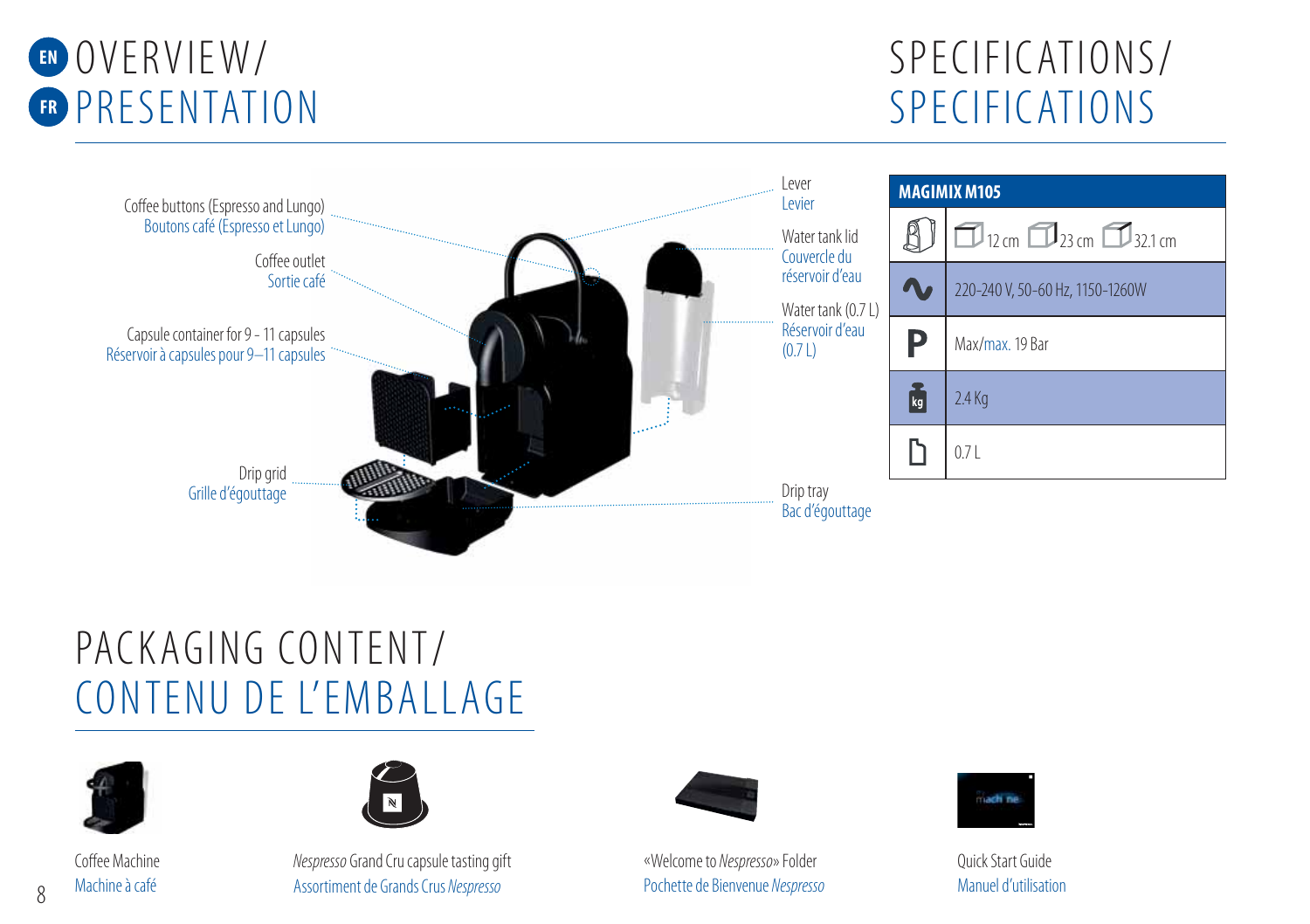# OVERVIEW/ PRESENTATION

Coffee buttons (Espresso and Lungo)
Boutons café (Espresso et Lungo)

Coffee outlet
Sortie café

Capsule container for 9 - 11 capsules
Réservoir à capsules pour 9–11 capsules

Drip grid
Grille d'égouttage

Lever
Levier

Water tank lid
Couvercle du réservoir d'eau

Water tank (0.7 L)
Réservoir d'eau (0.7 L)

Drip tray
Bac d'égouttage

# SPECIFICATIONS/ SPECIFICATIONS

| MAGIMIX M105 | |
|---|---|
| Dimensions | 12 cm, 23 cm, 32.1 cm |
| ∿ | 220-240 V, 50-60 Hz, 1150-1260W |
| P | Max/max. 19 Bar |
| kg | 2.4 Kg |
| Water tank | 0.7 L |

# PACKAGING CONTENT/ CONTENU DE L'EMBALLAGE

Coffee Machine
Machine à café

*Nespresso* Grand Cru capsule tasting gift
Assortiment de Grands Crus *Nespresso*

«Welcome to *Nespresso*» Folder
Pochette de Bienvenue *Nespresso*

Quick Start Guide
Manuel d'utilisation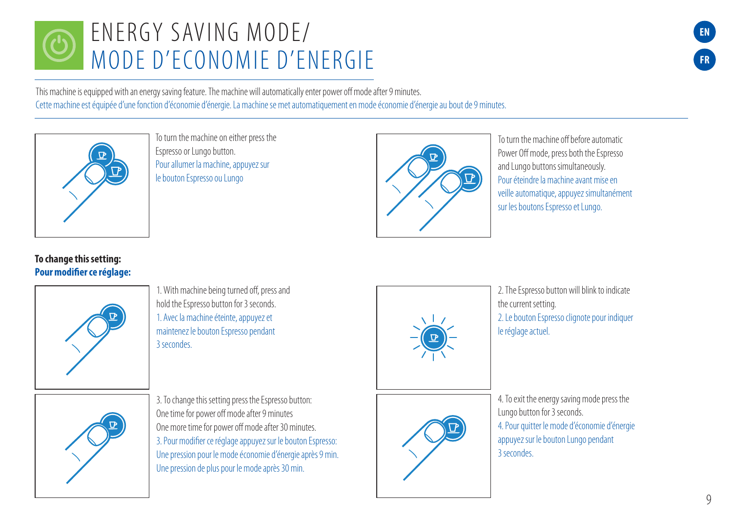# ENERGY SAVING MODE/ MODE D'ECONOMIE D'ENERGIE

This machine is equipped with an energy saving feature. The machine will automatically enter power off mode after 9 minutes.
Cette machine est équipée d'une fonction d'économie d'énergie. La machine se met automatiquement en mode économie d'énergie au bout de 9 minutes.

To turn the machine on either press the Espresso or Lungo button.
Pour allumer la machine, appuyez sur le bouton Espresso ou Lungo

To turn the machine off before automatic Power Off mode, press both the Espresso and Lungo buttons simultaneously.
Pour éteindre la machine avant mise en veille automatique, appuyez simultanément sur les boutons Espresso et Lungo.

**To change this setting:**
**Pour modifier ce réglage:**

1. With machine being turned off, press and hold the Espresso button for 3 seconds.
1. Avec la machine éteinte, appuyez et maintenez le bouton Espresso pendant 3 secondes.

2. The Espresso button will blink to indicate the current setting.
2. Le bouton Espresso clignote pour indiquer le réglage actuel.

3. To change this setting press the Espresso button:
One time for power off mode after 9 minutes
One more time for power off mode after 30 minutes.
3. Pour modifier ce réglage appuyez sur le bouton Espresso:
Une pression pour le mode économie d'énergie après 9 min.
Une pression de plus pour le mode après 30 min.

4. To exit the energy saving mode press the Lungo button for 3 seconds.
4. Pour quitter le mode d'économie d'énergie appuyez sur le bouton Lungo pendant 3 secondes.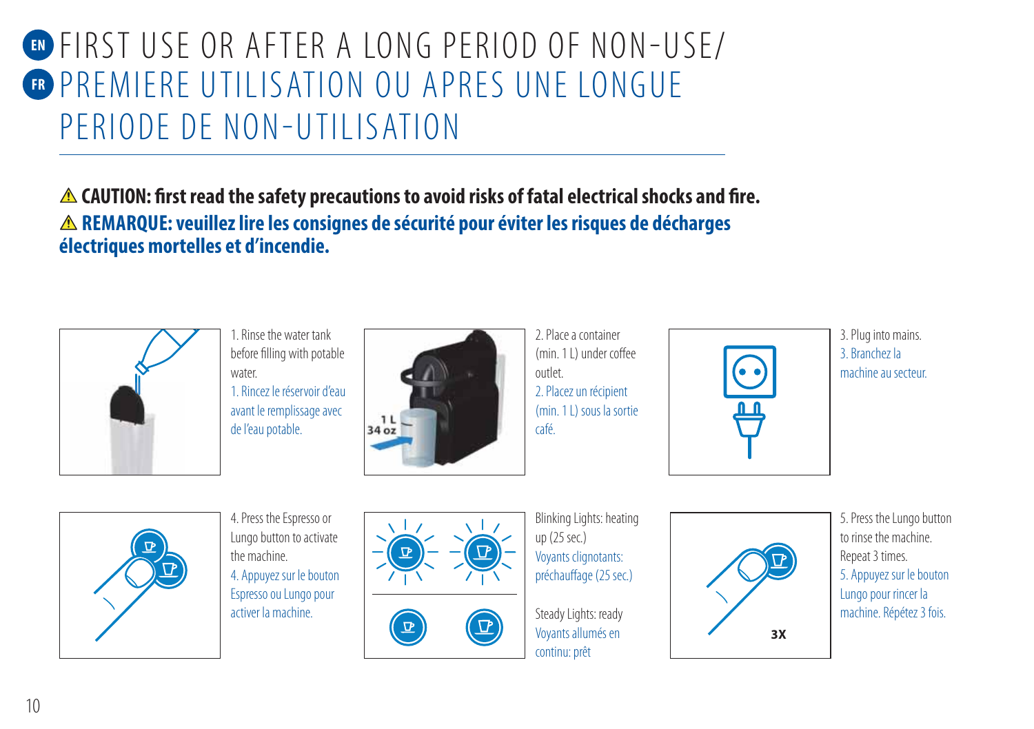# FIRST USE OR AFTER A LONG PERIOD OF NON-USE/
# PREMIERE UTILISATION OU APRES UNE LONGUE PERIODE DE NON-UTILISATION

⚠ **CAUTION: first read the safety precautions to avoid risks of fatal electrical shocks and fire.**

⚠ **REMARQUE: veuillez lire les consignes de sécurité pour éviter les risques de décharges électriques mortelles et d'incendie.**

1. Rinse the water tank before filling with potable water.
1. Rincez le réservoir d'eau avant le remplissage avec de l'eau potable.

1 L
34 oz

2. Place a container (min. 1 L) under coffee outlet.
2. Placez un récipient (min. 1 L) sous la sortie café.

3. Plug into mains.
3. Branchez la machine au secteur.

4. Press the Espresso or Lungo button to activate the machine.
4. Appuyez sur le bouton Espresso ou Lungo pour activer la machine.

Blinking Lights: heating up (25 sec.)
Voyants clignotants: préchauffage (25 sec.)

Steady Lights: ready
Voyants allumés en continu: prêt

3X

5. Press the Lungo button to rinse the machine. Repeat 3 times.
5. Appuyez sur le bouton Lungo pour rincer la machine. Répétez 3 fois.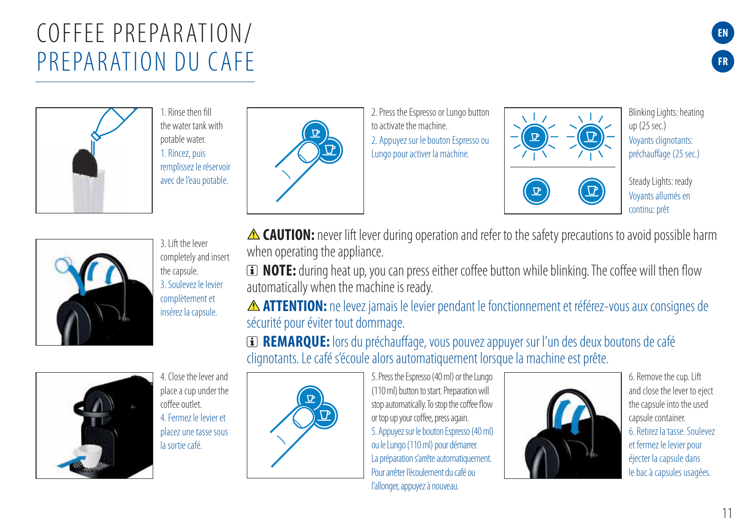# COFFEE PREPARATION/ PREPARATION DU CAFE

1. Rinse then fill the water tank with potable water.
1. Rincez, puis remplissez le réservoir avec de l'eau potable.

2. Press the Espresso or Lungo button to activate the machine.
2. Appuyez sur le bouton Espresso ou Lungo pour activer la machine.

Blinking Lights: heating up (25 sec.)
Voyants clignotants: préchauffage (25 sec.)

Steady Lights: ready
Voyants allumés en continu: prêt

3. Lift the lever completely and insert the capsule.
3. Soulevez le levier complètement et insérez la capsule.

⚠ **CAUTION:** never lift lever during operation and refer to the safety precautions to avoid possible harm when operating the appliance.

🛈 **NOTE:** during heat up, you can press either coffee button while blinking. The coffee will then flow automatically when the machine is ready.

⚠ **ATTENTION:** ne levez jamais le levier pendant le fonctionnement et référez-vous aux consignes de sécurité pour éviter tout dommage.

🛈 **REMARQUE:** lors du préchauffage, vous pouvez appuyer sur l'un des deux boutons de café clignotants. Le café s'écoule alors automatiquement lorsque la machine est prête.

4. Close the lever and place a cup under the coffee outlet.
4. Fermez le levier et placez une tasse sous la sortie café.

5. Press the Espresso (40 ml) or the Lungo (110 ml) button to start. Preparation will stop automatically. To stop the coffee flow or top up your coffee, press again.
5. Appuyez sur le bouton Espresso (40 ml) ou le Lungo (110 ml) pour démarrer. La préparation s'arrête automatiquement. Pour arrêter l'écoulement du café ou l'allonger, appuyez à nouveau.

6. Remove the cup. Lift and close the lever to eject the capsule into the used capsule container.
6. Retirez la tasse. Soulevez et fermez le levier pour éjecter la capsule dans le bac à capsules usagées.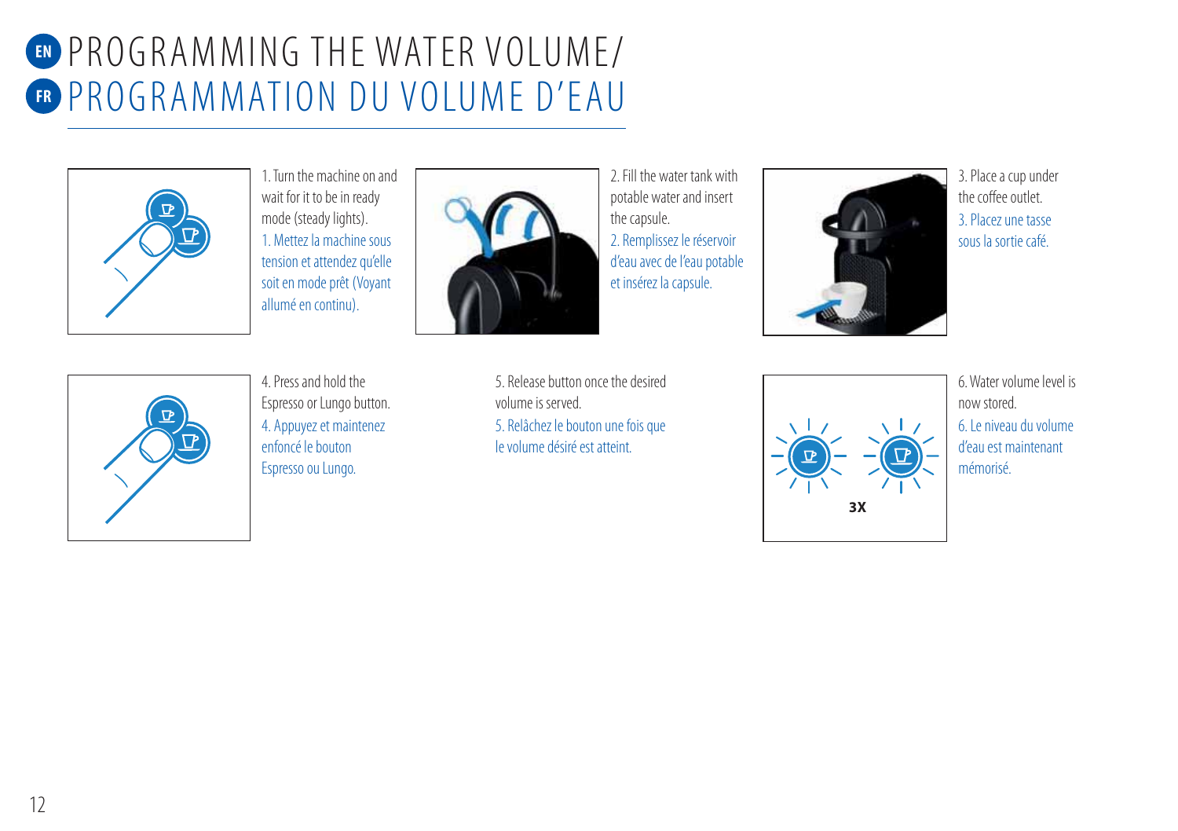# EN PROGRAMMING THE WATER VOLUME/
# FR PROGRAMMATION DU VOLUME D'EAU

1. Turn the machine on and wait for it to be in ready mode (steady lights).
1. Mettez la machine sous tension et attendez qu'elle soit en mode prêt (Voyant allumé en continu).

2. Fill the water tank with potable water and insert the capsule.
2. Remplissez le réservoir d'eau avec de l'eau potable et insérez la capsule.

3. Place a cup under the coffee outlet.
3. Placez une tasse sous la sortie café.

4. Press and hold the Espresso or Lungo button.
4. Appuyez et maintenez enfoncé le bouton Espresso ou Lungo.

5. Release button once the desired volume is served.
5. Relâchez le bouton une fois que le volume désiré est atteint.

3X

6. Water volume level is now stored.
6. Le niveau du volume d'eau est maintenant mémorisé.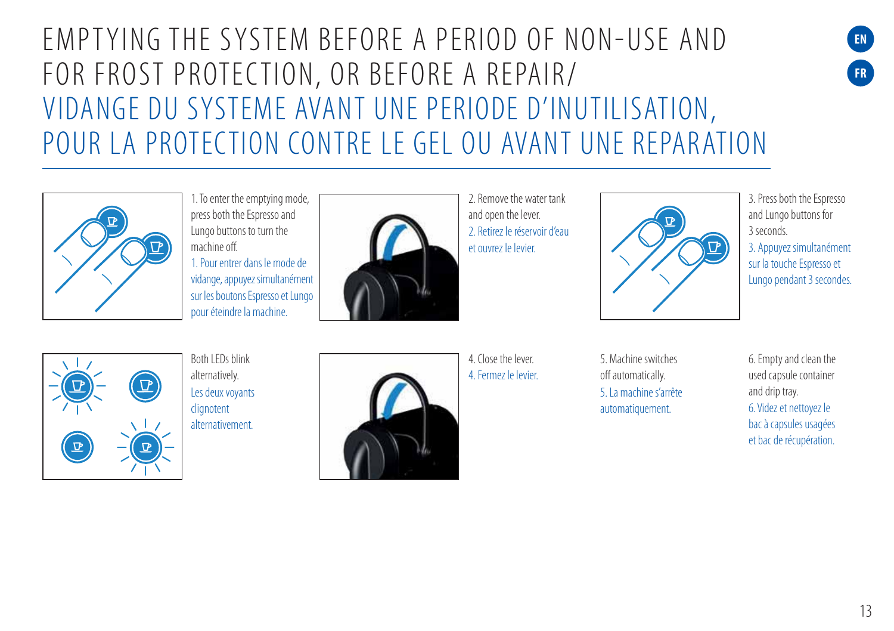# EMPTYING THE SYSTEM BEFORE A PERIOD OF NON-USE AND FOR FROST PROTECTION, OR BEFORE A REPAIR/ VIDANGE DU SYSTEME AVANT UNE PERIODE D'INUTILISATION, POUR LA PROTECTION CONTRE LE GEL OU AVANT UNE REPARATION

1. To enter the emptying mode, press both the Espresso and Lungo buttons to turn the machine off.
1. Pour entrer dans le mode de vidange, appuyez simultanément sur les boutons Espresso et Lungo pour éteindre la machine.

2. Remove the water tank and open the lever.
2. Retirez le réservoir d'eau et ouvrez le levier.

3. Press both the Espresso and Lungo buttons for 3 seconds.
3. Appuyez simultanément sur la touche Espresso et Lungo pendant 3 secondes.

Both LEDs blink alternatively.
Les deux voyants clignotent alternativement.

4. Close the lever.
4. Fermez le levier.

5. Machine switches off automatically.
5. La machine s'arrête automatiquement.

6. Empty and clean the used capsule container and drip tray.
6. Videz et nettoyez le bac à capsules usagées et bac de récupération.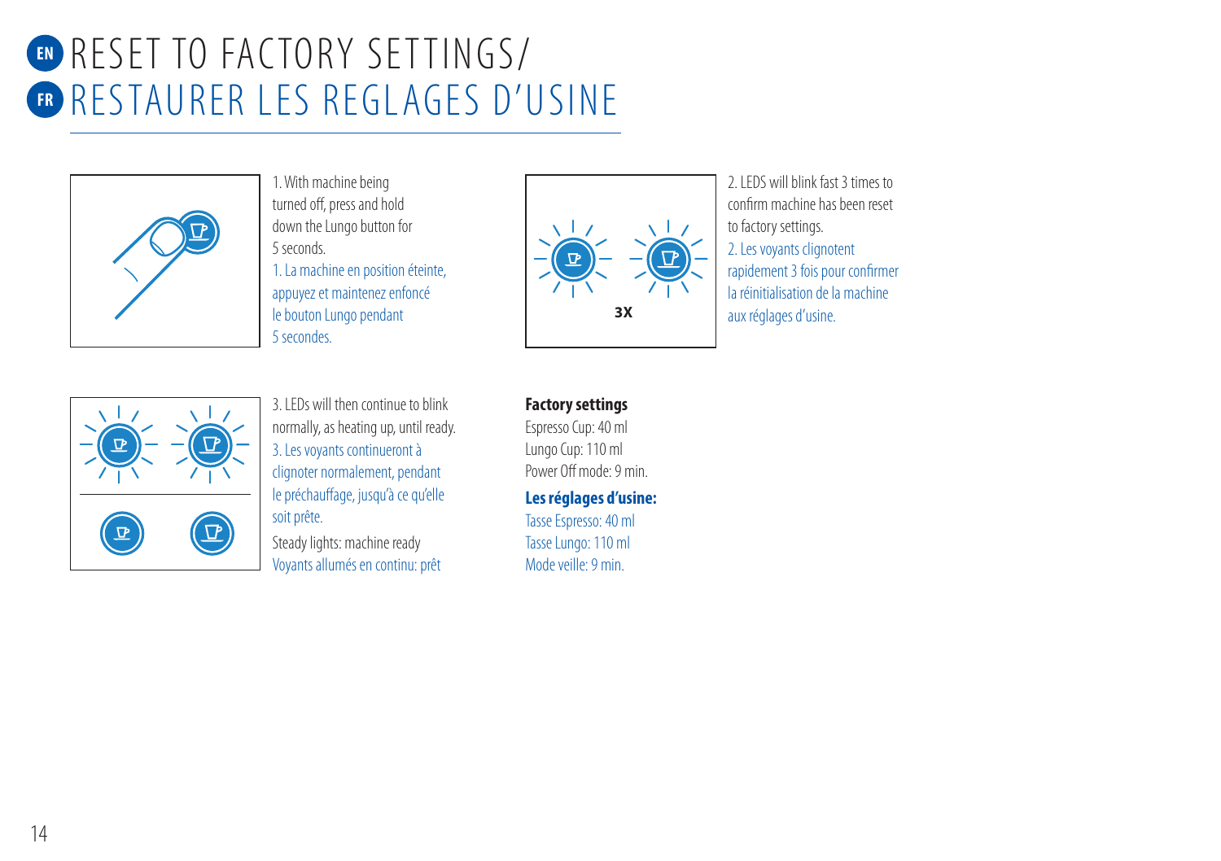# EN RESET TO FACTORY SETTINGS/
# FR RESTAURER LES REGLAGES D'USINE

1. With machine being turned off, press and hold down the Lungo button for 5 seconds.

1. La machine en position éteinte, appuyez et maintenez enfoncé le bouton Lungo pendant 5 secondes.

3X

2. LEDS will blink fast 3 times to confirm machine has been reset to factory settings.

2. Les voyants clignotent rapidement 3 fois pour confirmer la réinitialisation de la machine aux réglages d'usine.

3. LEDs will then continue to blink normally, as heating up, until ready.

3. Les voyants continueront à clignoter normalement, pendant le préchauffage, jusqu'à ce qu'elle soit prête.

Steady lights: machine ready

Voyants allumés en continu: prêt

**Factory settings**

Espresso Cup: 40 ml
Lungo Cup: 110 ml
Power Off mode: 9 min.

**Les réglages d'usine:**

Tasse Espresso: 40 ml
Tasse Lungo: 110 ml
Mode veille: 9 min.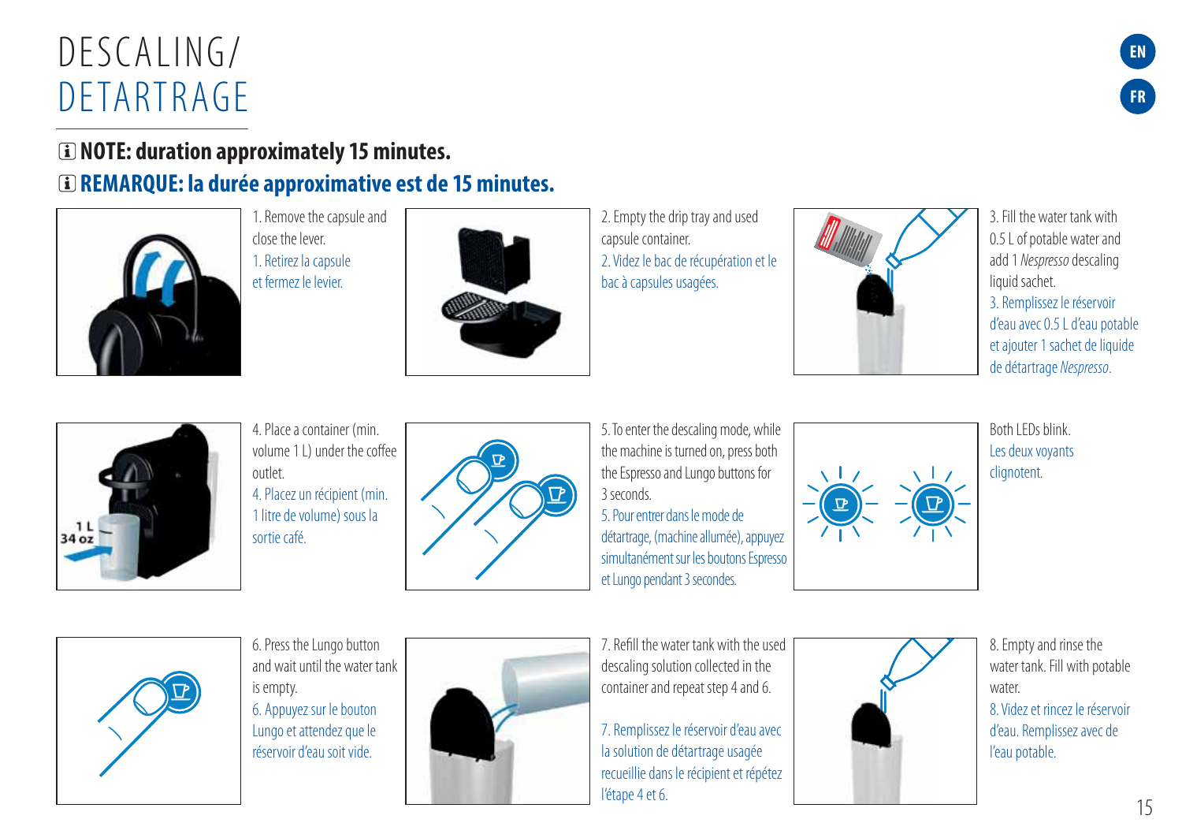# DESCALING/
# DETARTRAGE

**NOTE: duration approximately 15 minutes.**

**REMARQUE: la durée approximative est de 15 minutes.**

1. Remove the capsule and close the lever.

1. Retirez la capsule et fermez le levier.

2. Empty the drip tray and used capsule container.

2. Videz le bac de récupération et le bac à capsules usagées.

3. Fill the water tank with 0.5 L of potable water and add 1 *Nespresso* descaling liquid sachet.

3. Remplissez le réservoir d'eau avec 0.5 L d'eau potable et ajouter 1 sachet de liquide de détartrage *Nespresso*.

4. Place a container (min. volume 1 L) under the coffee outlet.

4. Placez un récipient (min. 1 litre de volume) sous la sortie café.

5. To enter the descaling mode, while the machine is turned on, press both the Espresso and Lungo buttons for 3 seconds.

5. Pour entrer dans le mode de détartrage, (machine allumée), appuyez simultanément sur les boutons Espresso et Lungo pendant 3 secondes.

Both LEDs blink.

Les deux voyants clignotent.

6. Press the Lungo button and wait until the water tank is empty.

6. Appuyez sur le bouton Lungo et attendez que le réservoir d'eau soit vide.

7. Refill the water tank with the used descaling solution collected in the container and repeat step 4 and 6.

7. Remplissez le réservoir d'eau avec la solution de détartrage usagée recueillie dans le récipient et répétez l'étape 4 et 6.

8. Empty and rinse the water tank. Fill with potable water.

8. Videz et rincez le réservoir d'eau. Remplissez avec de l'eau potable.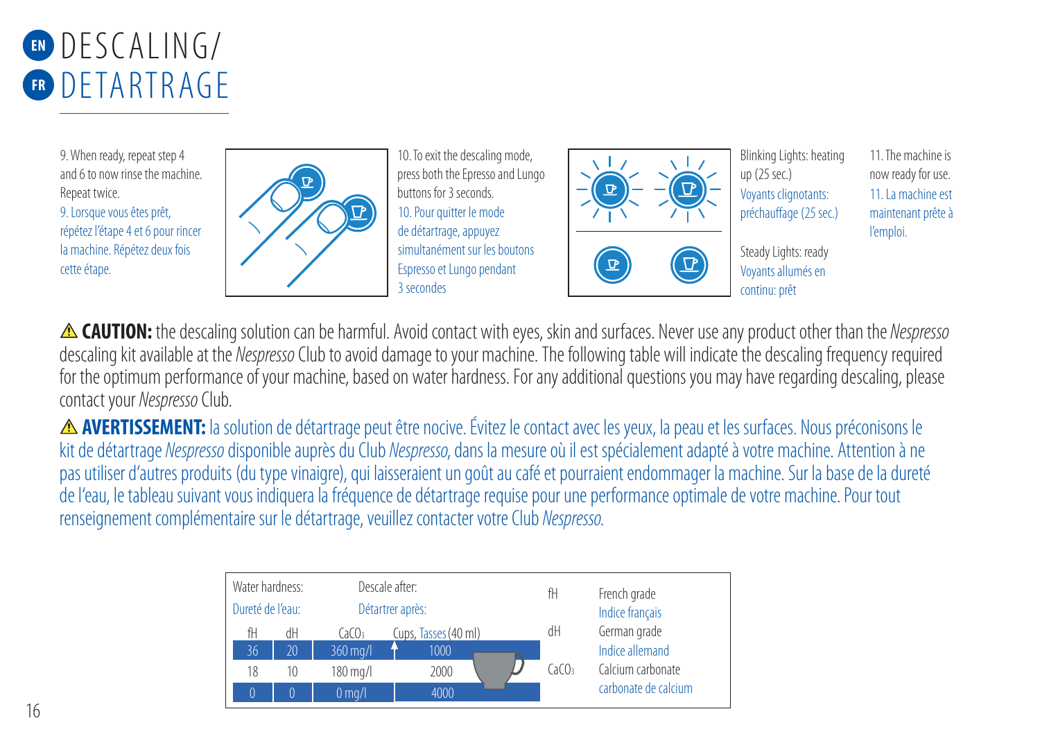# DESCALING/ DETARTRAGE

9. When ready, repeat step 4 and 6 to now rinse the machine. Repeat twice.

9. Lorsque vous êtes prêt, répétez l'étape 4 et 6 pour rincer la machine. Répétez deux fois cette étape.

10. To exit the descaling mode, press both the Espresso and Lungo buttons for 3 seconds.

10. Pour quitter le mode de détartrage, appuyez simultanément sur les boutons Espresso et Lungo pendant 3 secondes

Blinking Lights: heating up (25 sec.)

Voyants clignotants: préchauffage (25 sec.)

Steady Lights: ready

Voyants allumés en continu: prêt

11. The machine is now ready for use.

11. La machine est maintenant prête à l'emploi.

⚠ **CAUTION:** the descaling solution can be harmful. Avoid contact with eyes, skin and surfaces. Never use any product other than the *Nespresso* descaling kit available at the *Nespresso* Club to avoid damage to your machine. The following table will indicate the descaling frequency required for the optimum performance of your machine, based on water hardness. For any additional questions you may have regarding descaling, please contact your *Nespresso* Club.

⚠ **AVERTISSEMENT:** la solution de détartrage peut être nocive. Évitez le contact avec les yeux, la peau et les surfaces. Nous préconisons le kit de détartrage *Nespresso* disponible auprès du Club *Nespresso*, dans la mesure où il est spécialement adapté à votre machine. Attention à ne pas utiliser d'autres produits (du type vinaigre), qui laisseraient un goût au café et pourraient endommager la machine. Sur la base de la dureté de l'eau, le tableau suivant vous indiquera la fréquence de détartrage requise pour une performance optimale de votre machine. Pour tout renseignement complémentaire sur le détartrage, veuillez contacter votre Club *Nespresso*.

| Water hardness: / Dureté de l'eau: | | | Descale after: / Détartrer après: |
|---|---|---|---|
| fH | dH | $CaCO_3$ | Cups, Tasses (40 ml) |
| 36 | 20 | 360 mg/l | 1000 |
| 18 | 10 | 180 mg/l | 2000 |
| 0 | 0 | 0 mg/l | 4000 |

| | |
|---|---|
| fH | French grade / Indice français |
| dH | German grade / Indice allemand |
| $CaCO_3$ | Calcium carbonate / carbonate de calcium |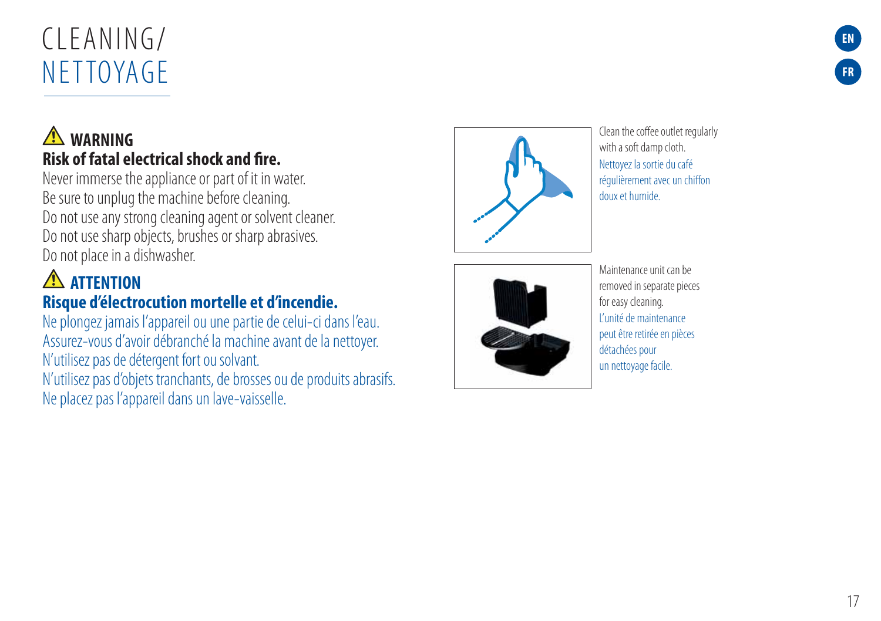# CLEANING/ NETTOYAGE

EN

FR

⚠ **WARNING**

**Risk of fatal electrical shock and fire.**

Never immerse the appliance or part of it in water.
Be sure to unplug the machine before cleaning.
Do not use any strong cleaning agent or solvent cleaner.
Do not use sharp objects, brushes or sharp abrasives.
Do not place in a dishwasher.

⚠ **ATTENTION**

**Risque d'électrocution mortelle et d'incendie.**

Ne plongez jamais l'appareil ou une partie de celui-ci dans l'eau.
Assurez-vous d'avoir débranché la machine avant de la nettoyer.
N'utilisez pas de détergent fort ou solvant.
N'utilisez pas d'objets tranchants, de brosses ou de produits abrasifs.
Ne placez pas l'appareil dans un lave-vaisselle.

Clean the coffee outlet regularly with a soft damp cloth.
Nettoyez la sortie du café régulièrement avec un chiffon doux et humide.

Maintenance unit can be removed in separate pieces for easy cleaning.
L'unité de maintenance peut être retirée en pièces détachées pour un nettoyage facile.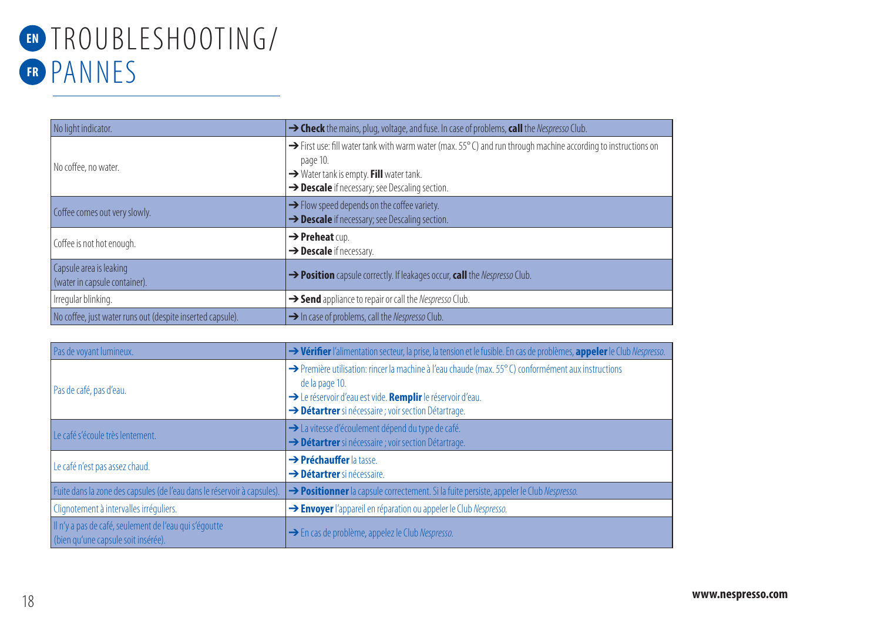# EN TROUBLESHOOTING/
# FR PANNES

| No light indicator. | ➔ **Check** the mains, plug, voltage, and fuse. In case of problems, **call** the *Nespresso* Club. |
|---|---|
| No coffee, no water. | ➔ First use: fill water tank with warm water (max. 55° C) and run through machine according to instructions on page 10.<br>➔ Water tank is empty. **Fill** water tank.<br>➔ **Descale** if necessary; see Descaling section. |
| Coffee comes out very slowly. | ➔ Flow speed depends on the coffee variety.<br>➔ **Descale** if necessary; see Descaling section. |
| Coffee is not hot enough. | ➔ **Preheat** cup.<br>➔ **Descale** if necessary. |
| Capsule area is leaking (water in capsule container). | ➔ **Position** capsule correctly. If leakages occur, **call** the *Nespresso* Club. |
| Irregular blinking. | ➔ **Send** appliance to repair or call the *Nespresso* Club. |
| No coffee, just water runs out (despite inserted capsule). | ➔ In case of problems, call the *Nespresso* Club. |

| Pas de voyant lumineux. | ➔ **Vérifier** l'alimentation secteur, la prise, la tension et le fusible. En cas de problèmes, **appeler** le Club *Nespresso*. |
|---|---|
| Pas de café, pas d'eau. | ➔ Première utilisation: rincer la machine à l'eau chaude (max. 55° C) conformément aux instructions de la page 10.<br>➔ Le réservoir d'eau est vide. **Remplir** le réservoir d'eau.<br>➔ **Détartrer** si nécessaire ; voir section Détartrage. |
| Le café s'écoule très lentement. | ➔ La vitesse d'écoulement dépend du type de café.<br>➔ **Détartrer** si nécessaire ; voir section Détartrage. |
| Le café n'est pas assez chaud. | ➔ **Préchauffer** la tasse.<br>➔ **Détartrer** si nécessaire. |
| Fuite dans la zone des capsules (de l'eau dans le réservoir à capsules). | ➔ **Positionner** la capsule correctement. Si la fuite persiste, appeler le Club *Nespresso*. |
| Clignotement à intervalles irréguliers. | ➔ **Envoyer** l'appareil en réparation ou appeler le Club *Nespresso*. |
| Il n'y a pas de café, seulement de l'eau qui s'égoutte (bien qu'une capsule soit insérée). | ➔ En cas de problème, appelez le Club *Nespresso*. |

**www.nespresso.com**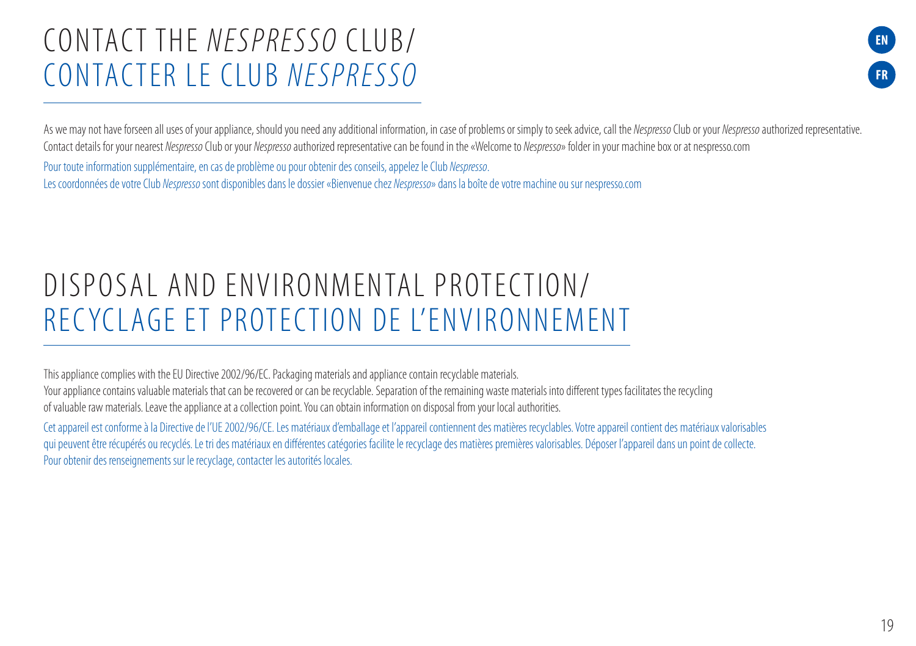# CONTACT THE *NESPRESSO* CLUB/ CONTACTER LE CLUB *NESPRESSO*

As we may not have forseen all uses of your appliance, should you need any additional information, in case of problems or simply to seek advice, call the *Nespresso* Club or your *Nespresso* authorized representative. Contact details for your nearest *Nespresso* Club or your *Nespresso* authorized representative can be found in the «Welcome to *Nespresso*» folder in your machine box or at nespresso.com

Pour toute information supplémentaire, en cas de problème ou pour obtenir des conseils, appelez le Club *Nespresso*.
Les coordonnées de votre Club *Nespresso* sont disponibles dans le dossier «Bienvenue chez *Nespresso*» dans la boîte de votre machine ou sur nespresso.com

# DISPOSAL AND ENVIRONMENTAL PROTECTION/ RECYCLAGE ET PROTECTION DE L'ENVIRONNEMENT

This appliance complies with the EU Directive 2002/96/EC. Packaging materials and appliance contain recyclable materials.
Your appliance contains valuable materials that can be recovered or can be recyclable. Separation of the remaining waste materials into different types facilitates the recycling of valuable raw materials. Leave the appliance at a collection point. You can obtain information on disposal from your local authorities.

Cet appareil est conforme à la Directive de l'UE 2002/96/CE. Les matériaux d'emballage et l'appareil contiennent des matières recyclables. Votre appareil contient des matériaux valorisables qui peuvent être récupérés ou recyclés. Le tri des matériaux en différentes catégories facilite le recyclage des matières premières valorisables. Déposer l'appareil dans un point de collecte. Pour obtenir des renseignements sur le recyclage, contacter les autorités locales.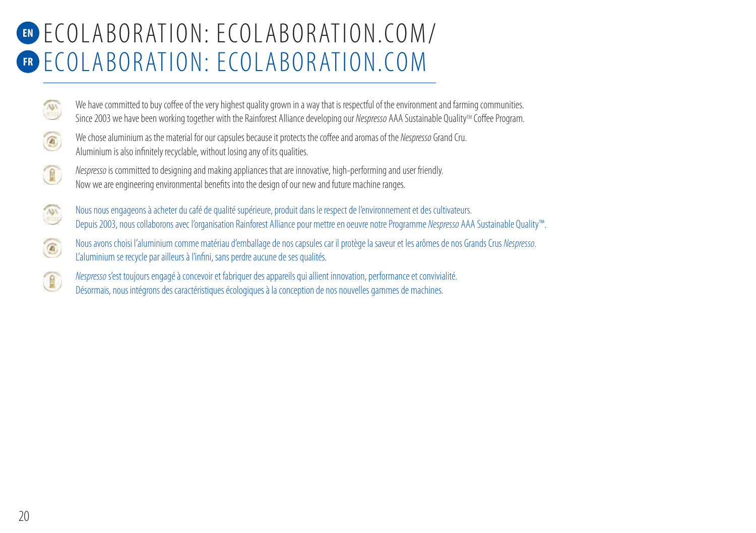# EN ECOLABORATION: ECOLABORATION.COM/
# FR ECOLABORATION: ECOLABORATION.COM

We have committed to buy coffee of the very highest quality grown in a way that is respectful of the environment and farming communities.
Since 2003 we have been working together with the Rainforest Alliance developing our *Nespresso* AAA Sustainable Quality™ Coffee Program.

We chose aluminium as the material for our capsules because it protects the coffee and aromas of the *Nespresso* Grand Cru.
Aluminium is also infinitely recyclable, without losing any of its qualities.

*Nespresso* is committed to designing and making appliances that are innovative, high-performing and user friendly.
Now we are engineering environmental benefits into the design of our new and future machine ranges.

Nous nous engageons à acheter du café de qualité supérieure, produit dans le respect de l'environnement et des cultivateurs.
Depuis 2003, nous collaborons avec l'organisation Rainforest Alliance pour mettre en oeuvre notre Programme *Nespresso* AAA Sustainable Quality™.

Nous avons choisi l'aluminium comme matériau d'emballage de nos capsules car il protège la saveur et les arômes de nos Grands Crus *Nespresso*.
L'aluminium se recycle par ailleurs à l'infini, sans perdre aucune de ses qualités.

*Nespresso* s'est toujours engagé à concevoir et fabriquer des appareils qui allient innovation, performance et convivialité.
Désormais, nous intégrons des caractéristiques écologiques à la conception de nos nouvelles gammes de machines.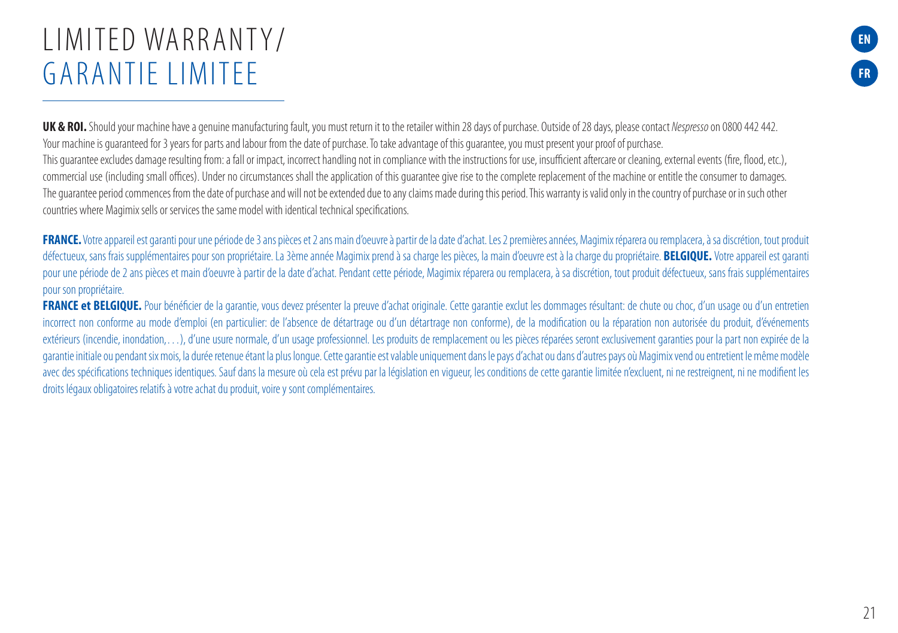# LIMITED WARRANTY/ GARANTIE LIMITEE

**UK & ROI.** Should your machine have a genuine manufacturing fault, you must return it to the retailer within 28 days of purchase. Outside of 28 days, please contact *Nespresso* on 0800 442 442. Your machine is guaranteed for 3 years for parts and labour from the date of purchase. To take advantage of this guarantee, you must present your proof of purchase.
This guarantee excludes damage resulting from: a fall or impact, incorrect handling not in compliance with the instructions for use, insufficient aftercare or cleaning, external events (fire, flood, etc.), commercial use (including small offices). Under no circumstances shall the application of this guarantee give rise to the complete replacement of the machine or entitle the consumer to damages. The guarantee period commences from the date of purchase and will not be extended due to any claims made during this period. This warranty is valid only in the country of purchase or in such other countries where Magimix sells or services the same model with identical technical specifications.

**FRANCE.** Votre appareil est garanti pour une période de 3 ans pièces et 2 ans main d'oeuvre à partir de la date d'achat. Les 2 premières années, Magimix réparera ou remplacera, à sa discrétion, tout produit défectueux, sans frais supplémentaires pour son propriétaire. La 3ème année Magimix prend à sa charge les pièces, la main d'oeuvre est à la charge du propriétaire. **BELGIQUE.** Votre appareil est garanti pour une période de 2 ans pièces et main d'oeuvre à partir de la date d'achat. Pendant cette période, Magimix réparera ou remplacera, à sa discrétion, tout produit défectueux, sans frais supplémentaires pour son propriétaire.

**FRANCE et BELGIQUE.** Pour bénéficier de la garantie, vous devez présenter la preuve d'achat originale. Cette garantie exclut les dommages résultant: de chute ou choc, d'un usage ou d'un entretien incorrect non conforme au mode d'emploi (en particulier: de l'absence de détartrage ou d'un détartrage non conforme), de la modification ou la réparation non autorisée du produit, d'événements extérieurs (incendie, inondation, . . .), d'une usure normale, d'un usage professionnel. Les produits de remplacement ou les pièces réparées seront exclusivement garanties pour la part non expirée de la garantie initiale ou pendant six mois, la durée retenue étant la plus longue. Cette garantie est valable uniquement dans le pays d'achat ou dans d'autres pays où Magimix vend ou entretient le même modèle avec des spécifications techniques identiques. Sauf dans la mesure où cela est prévu par la législation en vigueur, les conditions de cette garantie limitée n'excluent, ni ne restreignent, ni ne modifient les droits légaux obligatoires relatifs à votre achat du produit, voire y sont complémentaires.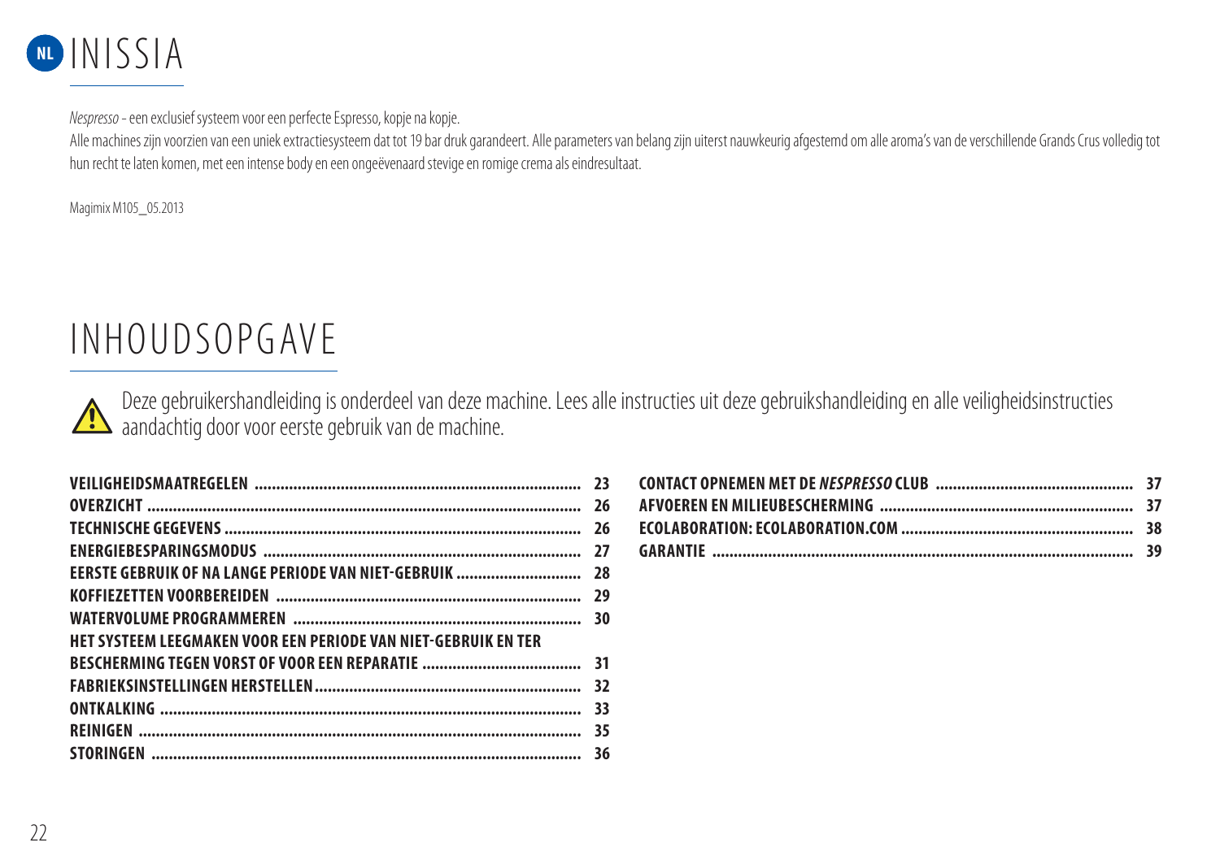# INISSIA

*Nespresso* - een exclusief systeem voor een perfecte Espresso, kopje na kopje.

Alle machines zijn voorzien van een uniek extractiesysteem dat tot 19 bar druk garandeert. Alle parameters van belang zijn uiterst nauwkeurig afgestemd om alle aroma's van de verschillende Grands Crus volledig tot hun recht te laten komen, met een intense body en een ongeëvenaard stevige en romige crema als eindresultaat.

Magimix M105_05.2013

# INHOUDSOPGAVE

Deze gebruikershandleiding is onderdeel van deze machine. Lees alle instructies uit deze gebruikshandleiding en alle veiligheidsinstructies aandachtig door voor eerste gebruik van de machine.

**VEILIGHEIDSMAATREGELEN** ..... 23
**OVERZICHT** ..... 26
**TECHNISCHE GEGEVENS** ..... 26
**ENERGIEBESPARINGSMODUS** ..... 27
**EERSTE GEBRUIK OF NA LANGE PERIODE VAN NIET-GEBRUIK** ..... 28
**KOFFIEZETTEN VOORBEREIDEN** ..... 29
**WATERVOLUME PROGRAMMEREN** ..... 30
**HET SYSTEEM LEEGMAKEN VOOR EEN PERIODE VAN NIET-GEBRUIK EN TER BESCHERMING TEGEN VORST OF VOOR EEN REPARATIE** ..... 31
**FABRIEKSINSTELLINGEN HERSTELLEN** ..... 32
**ONTKALKING** ..... 33
**REINIGEN** ..... 35
**STORINGEN** ..... 36
**CONTACT OPNEMEN MET DE *NESPRESSO* CLUB** ..... 37
**AFVOEREN EN MILIEUBESCHERMING** ..... 37
**ECOLABORATION: ECOLABORATION.COM** ..... 38
**GARANTIE** ..... 39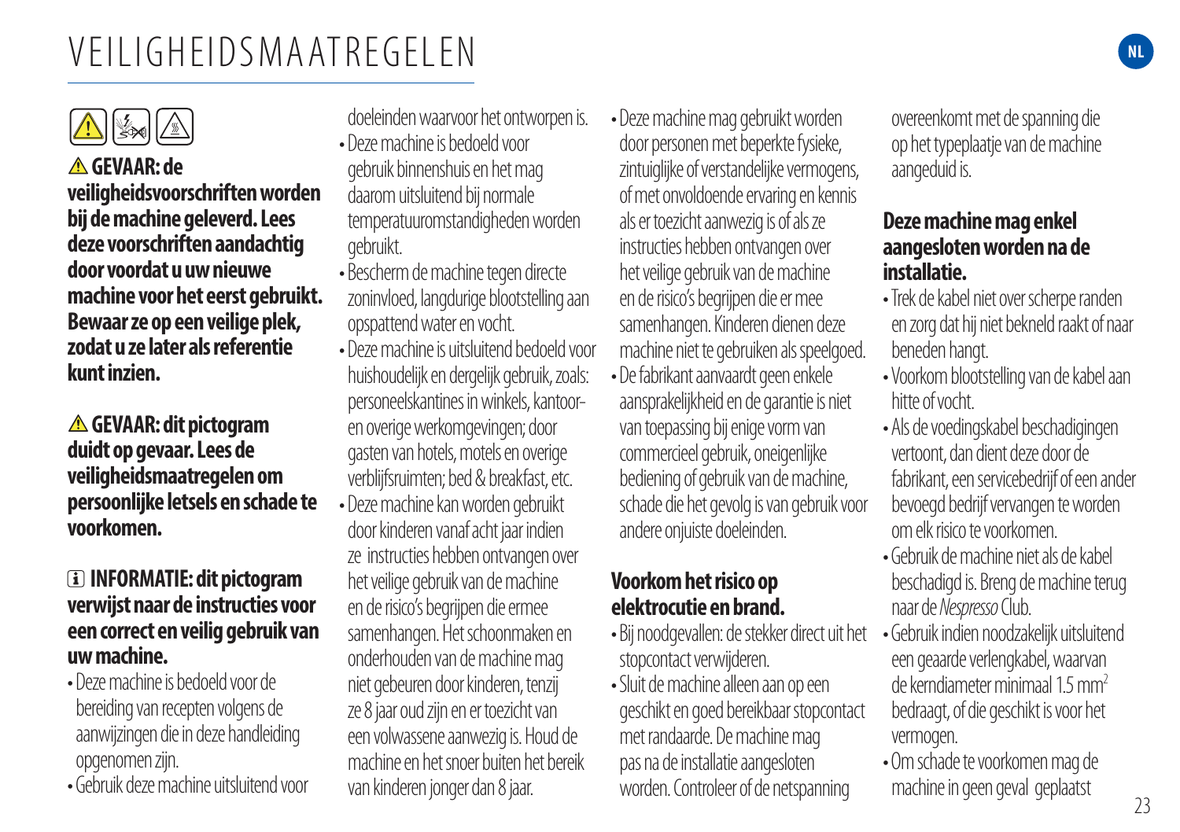# VEILIGHEIDSMAATREGELEN

**⚠ GEVAAR: de veiligheidsvoorschriften worden bij de machine geleverd. Lees deze voorschriften aandachtig door voordat u uw nieuwe machine voor het eerst gebruikt. Bewaar ze op een veilige plek, zodat u ze later als referentie kunt inzien.**

**⚠ GEVAAR: dit pictogram duidt op gevaar. Lees de veiligheidsmaatregelen om persoonlijke letsels en schade te voorkomen.**

**ℹ INFORMATIE: dit pictogram verwijst naar de instructies voor een correct en veilig gebruik van uw machine.**

- Deze machine is bedoeld voor de bereiding van recepten volgens de aanwijzingen die in deze handleiding opgenomen zijn.
- Gebruik deze machine uitsluitend voor doeleinden waarvoor het ontworpen is.
- Deze machine is bedoeld voor gebruik binnenshuis en het mag daarom uitsluitend bij normale temperatuuromstandigheden worden gebruikt.
- Bescherm de machine tegen directe zoninvloed, langdurige blootstelling aan opspattend water en vocht.
- Deze machine is uitsluitend bedoeld voor huishoudelijk en dergelijk gebruik, zoals: personeelskantines in winkels, kantoor- en overige werkomgevingen; door gasten van hotels, motels en overige verblijfsruimten; bed & breakfast, etc.
- Deze machine kan worden gebruikt door kinderen vanaf acht jaar indien ze instructies hebben ontvangen over het veilige gebruik van de machine en de risico's begrijpen die ermee samenhangen. Het schoonmaken en onderhouden van de machine mag niet gebeuren door kinderen, tenzij ze 8 jaar oud zijn en er toezicht van een volwassene aanwezig is. Houd de machine en het snoer buiten het bereik van kinderen jonger dan 8 jaar.
- Deze machine mag gebruikt worden door personen met beperkte fysieke, zintuiglijke of verstandelijke vermogens, of met onvoldoende ervaring en kennis als er toezicht aanwezig is of als ze instructies hebben ontvangen over het veilige gebruik van de machine en de risico's begrijpen die er mee samenhangen. Kinderen dienen deze machine niet te gebruiken als speelgoed.
- De fabrikant aanvaardt geen enkele aansprakelijkheid en de garantie is niet van toepassing bij enige vorm van commercieel gebruik, oneigenlijke bediening of gebruik van de machine, schade die het gevolg is van gebruik voor andere onjuiste doeleinden.

### Voorkom het risico op elektrocutie en brand.

- Bij noodgevallen: de stekker direct uit het stopcontact verwijderen.
- Sluit de machine alleen aan op een geschikt en goed bereikbaar stopcontact met randaarde. De machine mag pas na de installatie aangesloten worden. Controleer of de netspanning overeenkomt met de spanning die op het typeplaatje van de machine aangeduid is.

### Deze machine mag enkel aangesloten worden na de installatie.

- Trek de kabel niet over scherpe randen en zorg dat hij niet bekneld raakt of naar beneden hangt.
- Voorkom blootstelling van de kabel aan hitte of vocht.
- Als de voedingskabel beschadigingen vertoont, dan dient deze door de fabrikant, een servicebedrijf of een ander bevoegd bedrijf vervangen te worden om elk risico te voorkomen.
- Gebruik de machine niet als de kabel beschadigd is. Breng de machine terug naar de *Nespresso* Club.
- Gebruik indien noodzakelijk uitsluitend een geaarde verlengkabel, waarvan de kerndiameter minimaal 1.5 mm$^2$ bedraagt, of die geschikt is voor het vermogen.
- Om schade te voorkomen mag de machine in geen geval geplaatst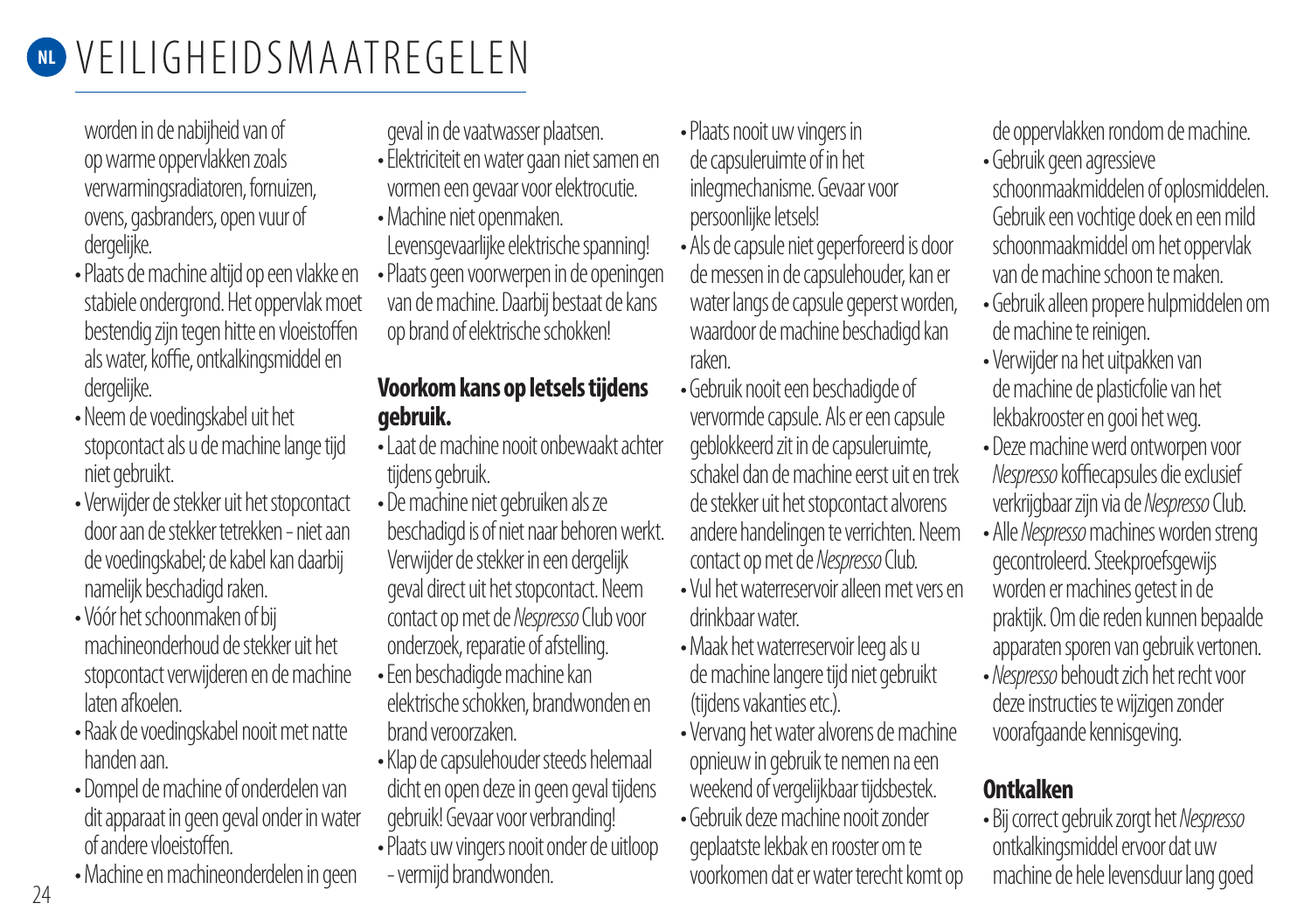# VEILIGHEIDSMAATREGELEN

worden in de nabijheid van of op warme oppervlakken zoals verwarmingsradiatoren, fornuizen, ovens, gasbranders, open vuur of dergelijke.

- Plaats de machine altijd op een vlakke en stabiele ondergrond. Het oppervlak moet bestendig zijn tegen hitte en vloeistoffen als water, koffie, ontkalkingsmiddel en dergelijke.
- Neem de voedingskabel uit het stopcontact als u de machine lange tijd niet gebruikt.
- Verwijder de stekker uit het stopcontact door aan de stekker te trekken - niet aan de voedingskabel; de kabel kan daarbij namelijk beschadigd raken.
- Vóór het schoonmaken of bij machineonderhoud de stekker uit het stopcontact verwijderen en de machine laten afkoelen.
- Raak de voedingskabel nooit met natte handen aan.
- Dompel de machine of onderdelen van dit apparaat in geen geval onder in water of andere vloeistoffen.
- Machine en machineonderdelen in geen geval in de vaatwasser plaatsen.
- Elektriciteit en water gaan niet samen en vormen een gevaar voor elektrocutie.
- Machine niet openmaken. Levensgevaarlijke elektrische spanning!
- Plaats geen voorwerpen in de openingen van de machine. Daarbij bestaat de kans op brand of elektrische schokken!

**Voorkom kans op letsels tijdens gebruik.**

- Laat de machine nooit onbewaakt achter tijdens gebruik.
- De machine niet gebruiken als ze beschadigd is of niet naar behoren werkt. Verwijder de stekker in een dergelijk geval direct uit het stopcontact. Neem contact op met de *Nespresso* Club voor onderzoek, reparatie of afstelling.
- Een beschadigde machine kan elektrische schokken, brandwonden en brand veroorzaken.
- Klap de capsulehouder steeds helemaal dicht en open deze in geen geval tijdens gebruik! Gevaar voor verbranding!
- Plaats uw vingers nooit onder de uitloop - vermijd brandwonden.
- Plaats nooit uw vingers in de capsuleruimte of in het inlegmechanisme. Gevaar voor persoonlijke letsels!
- Als de capsule niet geperforeerd is door de messen in de capsulehouder, kan er water langs de capsule geperst worden, waardoor de machine beschadigd kan raken.
- Gebruik nooit een beschadigde of vervormde capsule. Als er een capsule geblokkeerd zit in de capsuleruimte, schakel dan de machine eerst uit en trek de stekker uit het stopcontact alvorens andere handelingen te verrichten. Neem contact op met de *Nespresso* Club.
- Vul het waterreservoir alleen met vers en drinkbaar water.
- Maak het waterreservoir leeg als u de machine langere tijd niet gebruikt (tijdens vakanties etc.).
- Vervang het water alvorens de machine opnieuw in gebruik te nemen na een weekend of vergelijkbaar tijdsbestek.
- Gebruik deze machine nooit zonder geplaatste lekbak en rooster om te voorkomen dat er water terecht komt op de oppervlakken rondom de machine.
- Gebruik geen agressieve schoonmaakmiddelen of oplosmiddelen. Gebruik een vochtige doek en een mild schoonmaakmiddel om het oppervlak van de machine schoon te maken.
- Gebruik alleen propere hulpmiddelen om de machine te reinigen.
- Verwijder na het uitpakken van de machine de plasticfolie van het lekbakrooster en gooi het weg.
- Deze machine werd ontworpen voor *Nespresso* koffiecapsules die exclusief verkrijgbaar zijn via de *Nespresso* Club.
- Alle *Nespresso* machines worden streng gecontroleerd. Steekproefsgewijs worden er machines getest in de praktijk. Om die reden kunnen bepaalde apparaten sporen van gebruik vertonen.
- *Nespresso* behoudt zich het recht voor deze instructies te wijzigen zonder voorafgaande kennisgeving.

**Ontkalken**

- Bij correct gebruik zorgt het *Nespresso* ontkalkingsmiddel ervoor dat uw machine de hele levensduur lang goed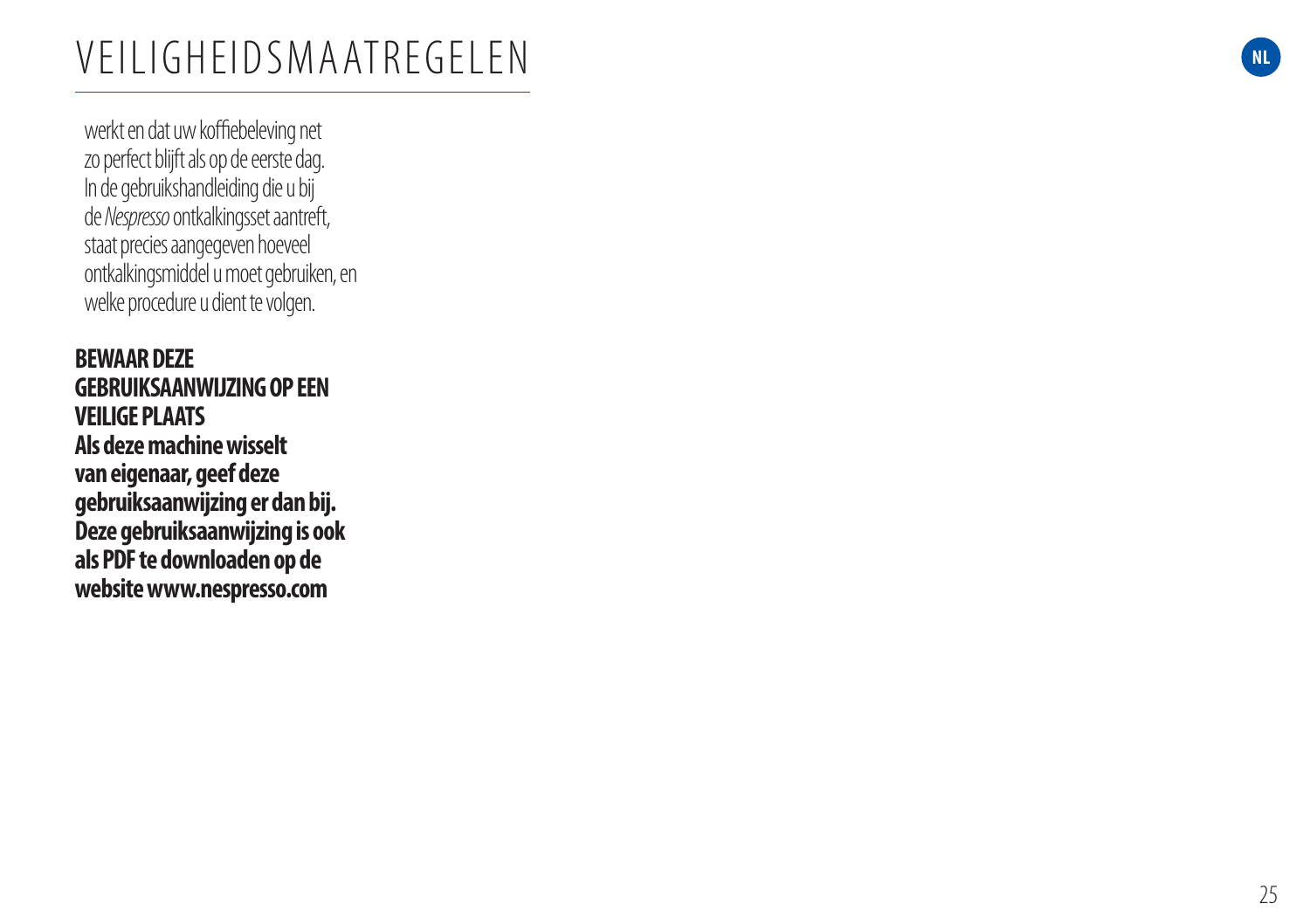# VEILIGHEIDSMAATREGELEN

werkt en dat uw koffiebeleving net zo perfect blijft als op de eerste dag. In de gebruikshandleiding die u bij de *Nespresso* ontkalkingsset aantreft, staat precies aangegeven hoeveel ontkalkingsmiddel u moet gebruiken, en welke procedure u dient te volgen.

**BEWAAR DEZE GEBRUIKSAANWIJZING OP EEN VEILIGE PLAATS**
**Als deze machine wisselt van eigenaar, geef deze gebruiksaanwijzing er dan bij. Deze gebruiksaanwijzing is ook als PDF te downloaden op de website www.nespresso.com**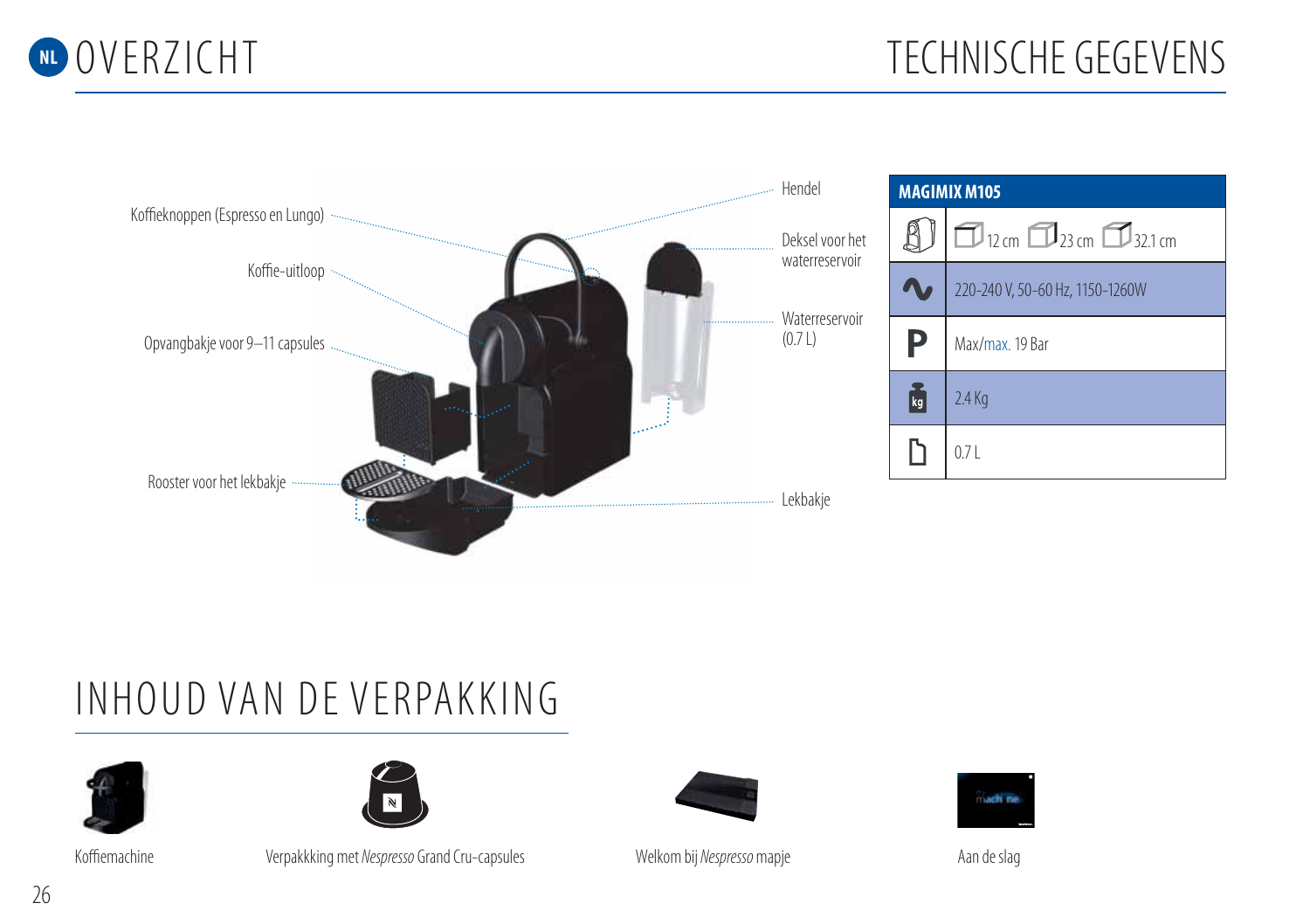# NL OVERZICHT

Koffieknoppen (Espresso en Lungo)

Koffie-uitloop

Opvangbakje voor 9–11 capsules

Rooster voor het lekbakje

Hendel

Deksel voor het waterreservoir

Waterreservoir (0.7 L)

Lekbakje

# TECHNISCHE GEGEVENS

| MAGIMIX M105 | |
|---|---|
| | 12 cm 23 cm 32.1 cm |
| | 220-240 V, 50-60 Hz, 1150-1260W |
| P | Max/max. 19 Bar |
| kg | 2.4 Kg |
| | 0.7 L |

# INHOUD VAN DE VERPAKKING

Koffiemachine

Verpakkking met *Nespresso* Grand Cru-capsules

Welkom bij *Nespresso* mapje

Aan de slag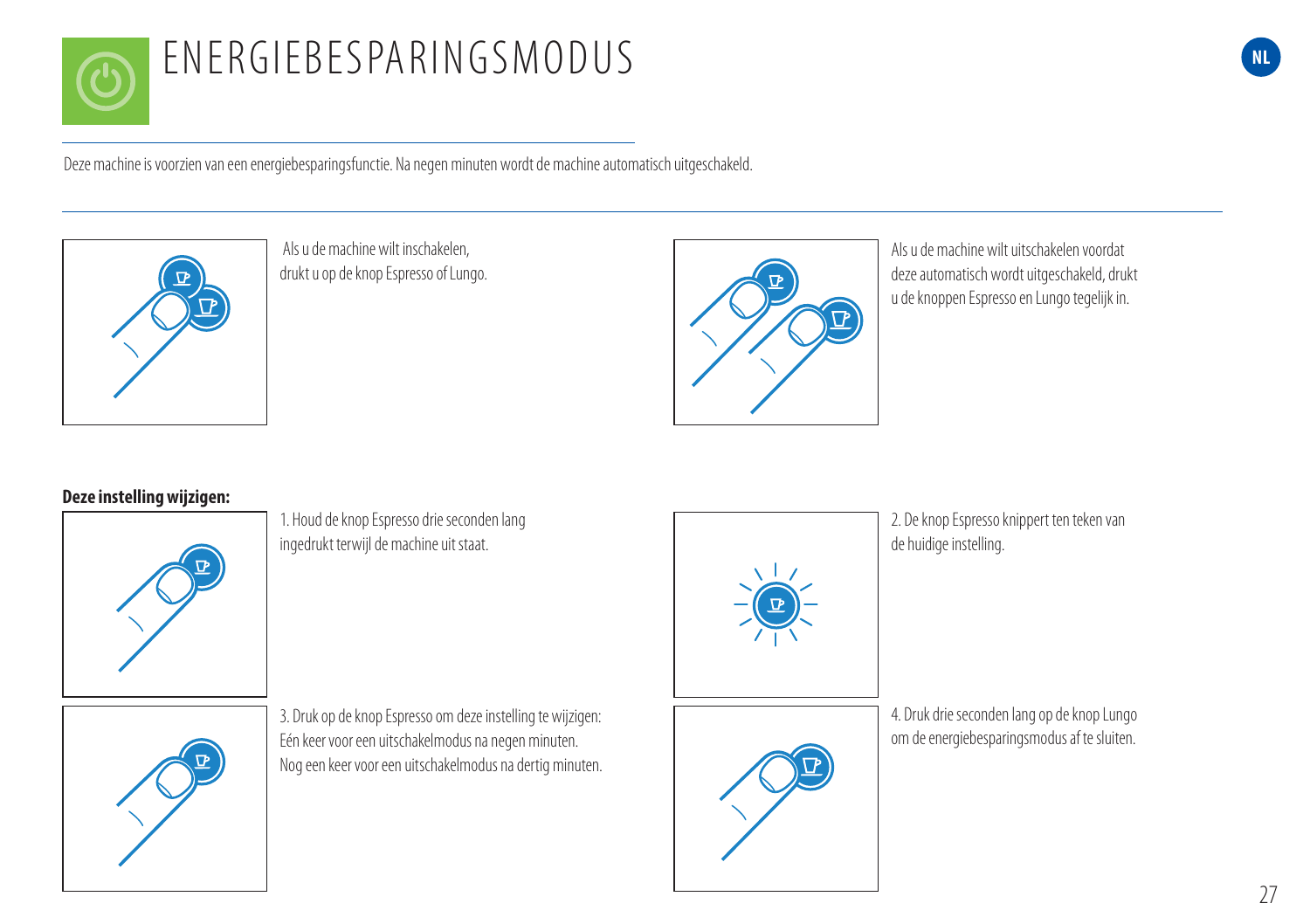# ENERGIEBESPARINGSMODUS

Deze machine is voorzien van een energiebesparingsfunctie. Na negen minuten wordt de machine automatisch uitgeschakeld.

Als u de machine wilt inschakelen, drukt u op de knop Espresso of Lungo.

Als u de machine wilt uitschakelen voordat deze automatisch wordt uitgeschakeld, drukt u de knoppen Espresso en Lungo tegelijk in.

**Deze instelling wijzigen:**

1. Houd de knop Espresso drie seconden lang ingedrukt terwijl de machine uit staat.

2. De knop Espresso knippert ten teken van de huidige instelling.

3. Druk op de knop Espresso om deze instelling te wijzigen:
Eén keer voor een uitschakelmodus na negen minuten.
Nog een keer voor een uitschakelmodus na dertig minuten.

4. Druk drie seconden lang op de knop Lungo om de energiebesparingsmodus af te sluiten.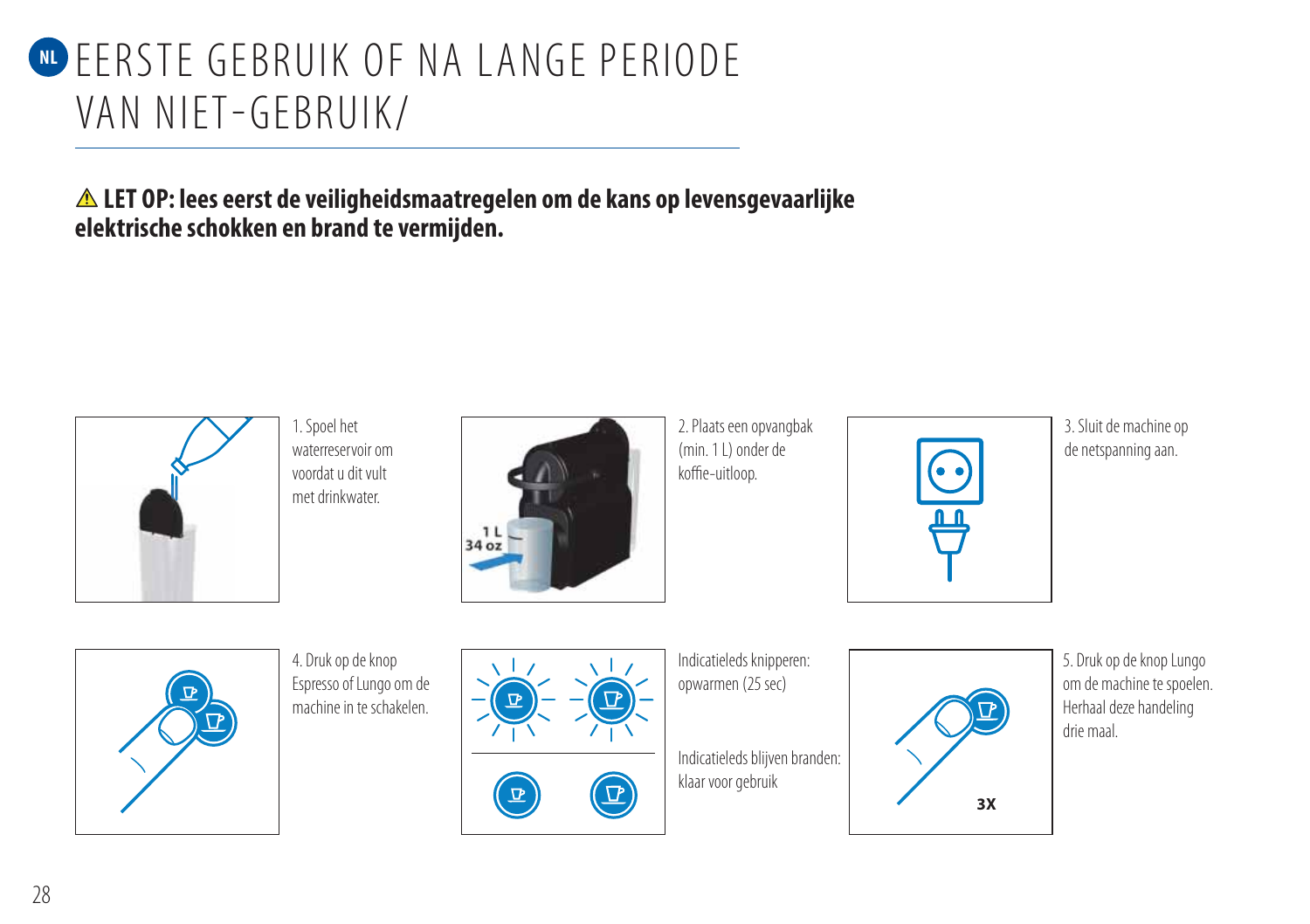# EERSTE GEBRUIK OF NA LANGE PERIODE VAN NIET-GEBRUIK/

⚠ **LET OP: lees eerst de veiligheidsmaatregelen om de kans op levensgevaarlijke elektrische schokken en brand te vermijden.**

1. Spoel het waterreservoir om voordat u dit vult met drinkwater.

2. Plaats een opvangbak (min. 1 L) onder de koffie-uitloop.

3. Sluit de machine op de netspanning aan.

4. Druk op de knop Espresso of Lungo om de machine in te schakelen.

Indicatieleds knipperen: opwarmen (25 sec)

Indicatieleds blijven branden: klaar voor gebruik

5. Druk op de knop Lungo om de machine te spoelen. Herhaal deze handeling drie maal.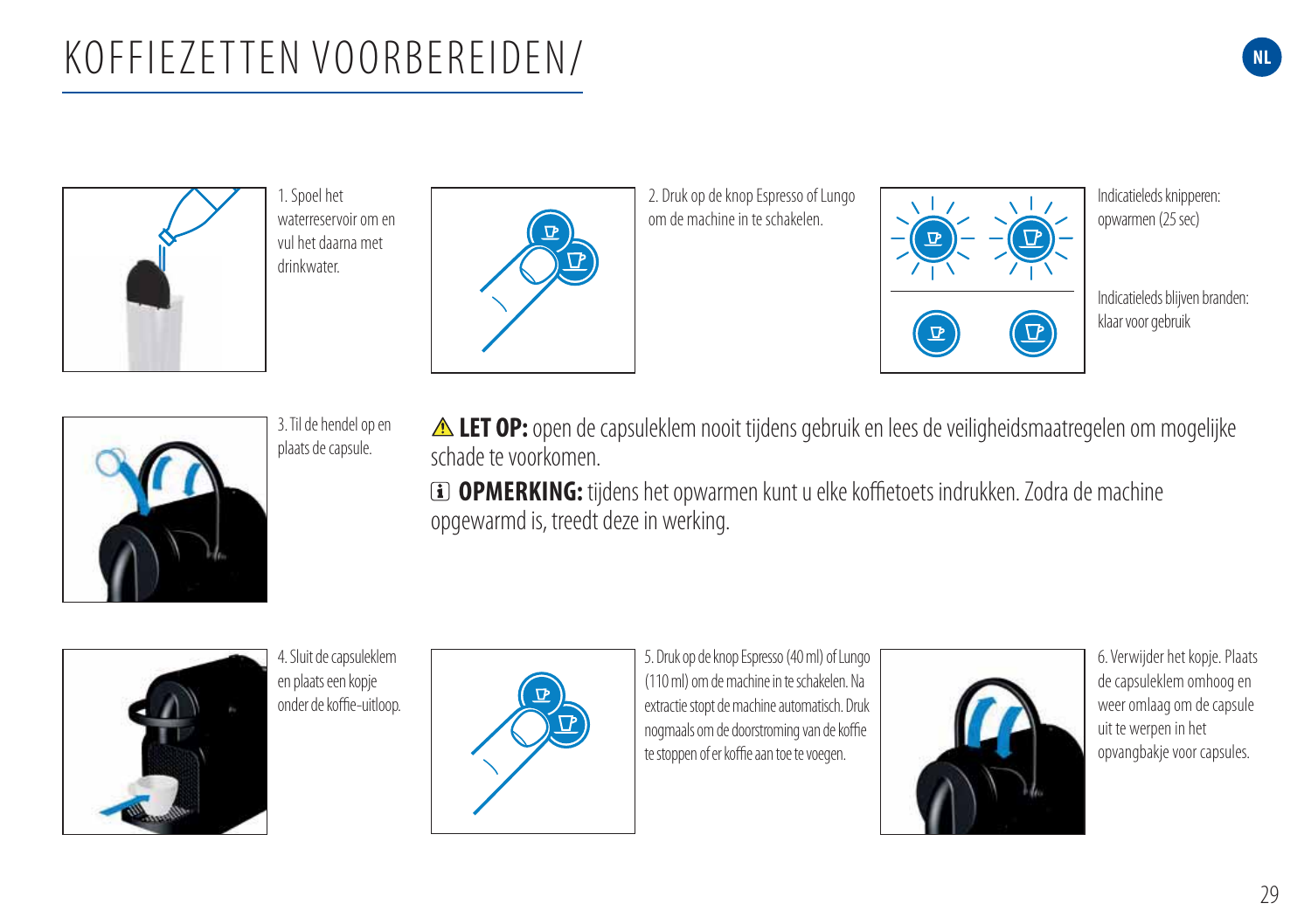# KOFFIEZETTEN VOORBEREIDEN/

1. Spoel het waterreservoir om en vul het daarna met drinkwater.

2. Druk op de knop Espresso of Lungo om de machine in te schakelen.

Indicatieleds knipperen: opwarmen (25 sec)

Indicatieleds blijven branden: klaar voor gebruik

3. Til de hendel op en plaats de capsule.

⚠ **LET OP:** open de capsuleklem nooit tijdens gebruik en lees de veiligheidsmaatregelen om mogelijke schade te voorkomen.

ℹ **OPMERKING:** tijdens het opwarmen kunt u elke koffietoets indrukken. Zodra de machine opgewarmd is, treedt deze in werking.

4. Sluit de capsuleklem en plaats een kopje onder de koffie-uitloop.

5. Druk op de knop Espresso (40 ml) of Lungo (110 ml) om de machine in te schakelen. Na extractie stopt de machine automatisch. Druk nogmaals om de doorstroming van de koffie te stoppen of er koffie aan toe te voegen.

6. Verwijder het kopje. Plaats de capsuleklem omhoog en weer omlaag om de capsule uit te werpen in het opvangbakje voor capsules.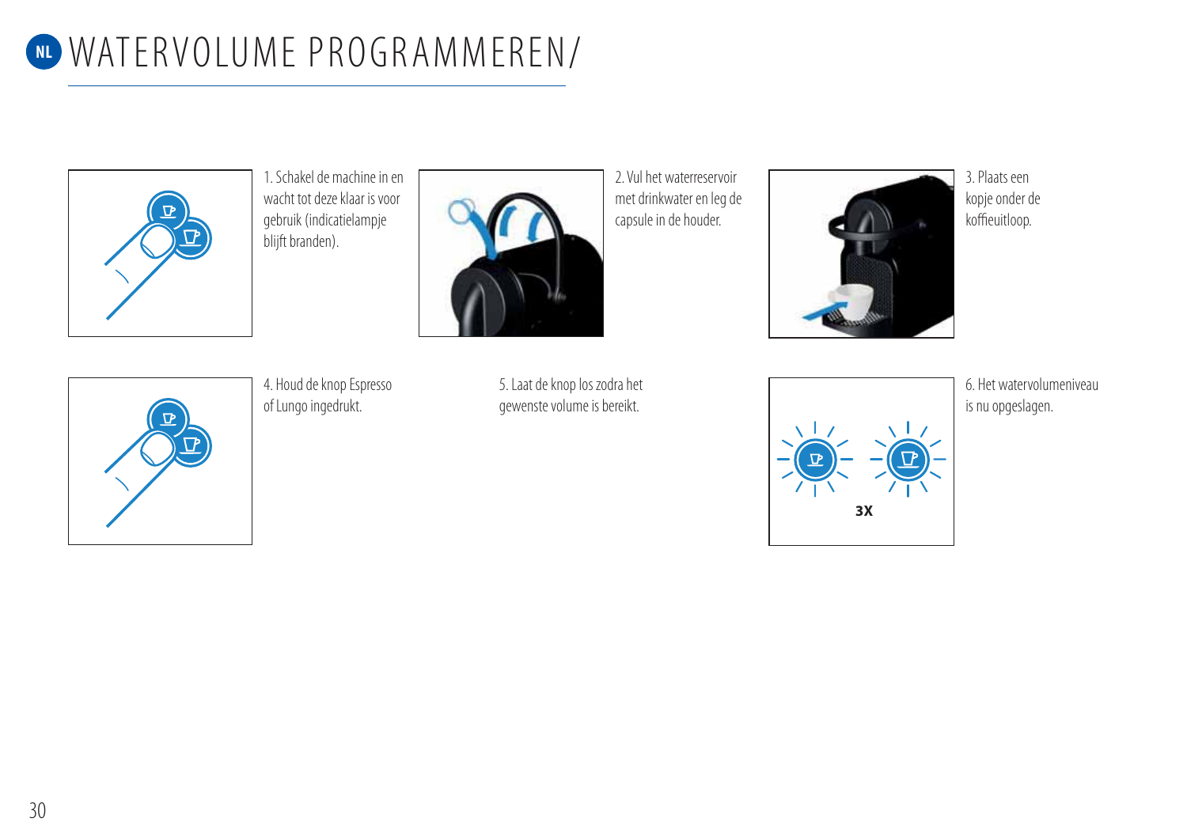# NL WATERVOLUME PROGRAMMEREN/

1. Schakel de machine in en wacht tot deze klaar is voor gebruik (indicatielampje blijft branden).

2. Vul het waterreservoir met drinkwater en leg de capsule in de houder.

3. Plaats een kopje onder de koffieuitloop.

4. Houd de knop Espresso of Lungo ingedrukt.

5. Laat de knop los zodra het gewenste volume is bereikt.

3X

6. Het watervolumeniveau is nu opgeslagen.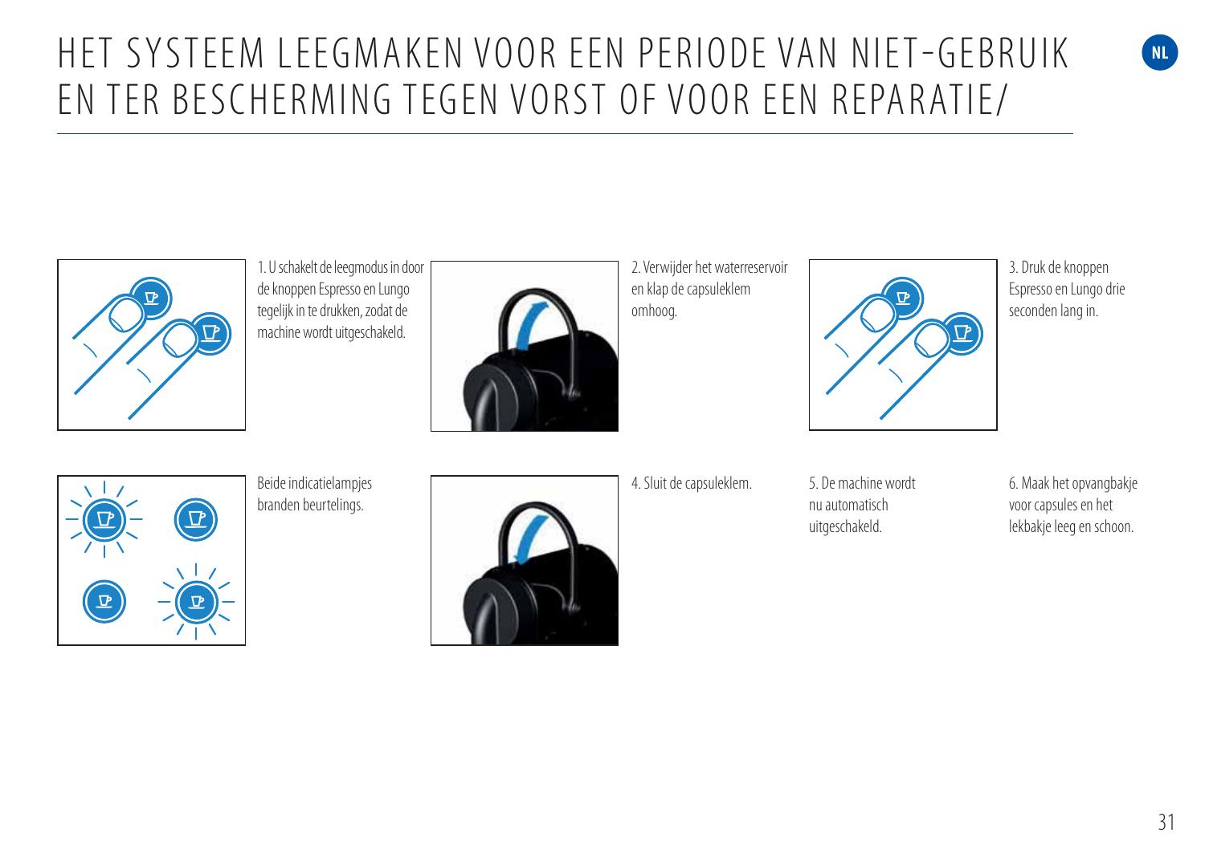# HET SYSTEEM LEEGMAKEN VOOR EEN PERIODE VAN NIET-GEBRUIK EN TER BESCHERMING TEGEN VORST OF VOOR EEN REPARATIE/

1. U schakelt de leegmodus in door de knoppen Espresso en Lungo tegelijk in te drukken, zodat de machine wordt uitgeschakeld.

2. Verwijder het waterreservoir en klap de capsuleklem omhoog.

3. Druk de knoppen Espresso en Lungo drie seconden lang in.

Beide indicatielampjes branden beurtelings.

4. Sluit de capsuleklem.

5. De machine wordt nu automatisch uitgeschakeld.

6. Maak het opvangbakje voor capsules en het lekbakje leeg en schoon.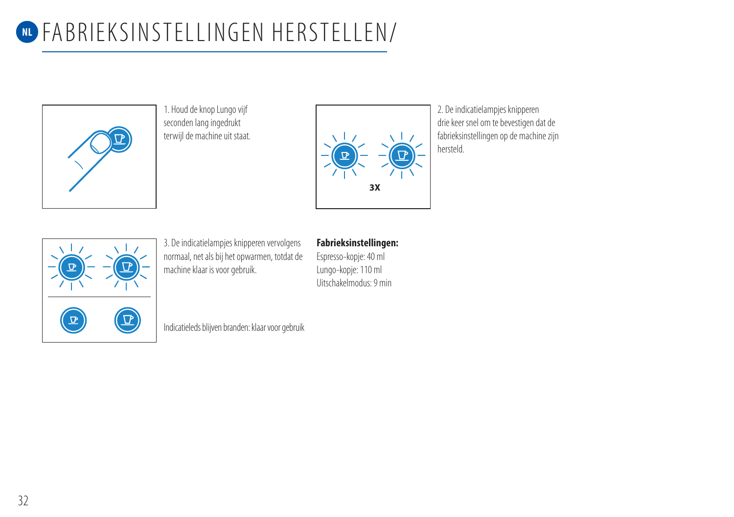# FABRIEKSINSTELLINGEN HERSTELLEN/

1. Houd de knop Lungo vijf seconden lang ingedrukt terwijl de machine uit staat.

2. De indicatielampjes knipperen drie keer snel om te bevestigen dat de fabrieksinstellingen op de machine zijn hersteld.

3X

3. De indicatielampjes knipperen vervolgens normaal, net als bij het opwarmen, totdat de machine klaar is voor gebruik.

Indicatieleds blijven branden: klaar voor gebruik

**Fabrieksinstellingen:**

Espresso-kopje: 40 ml
Lungo-kopje: 110 ml
Uitschakelmodus: 9 min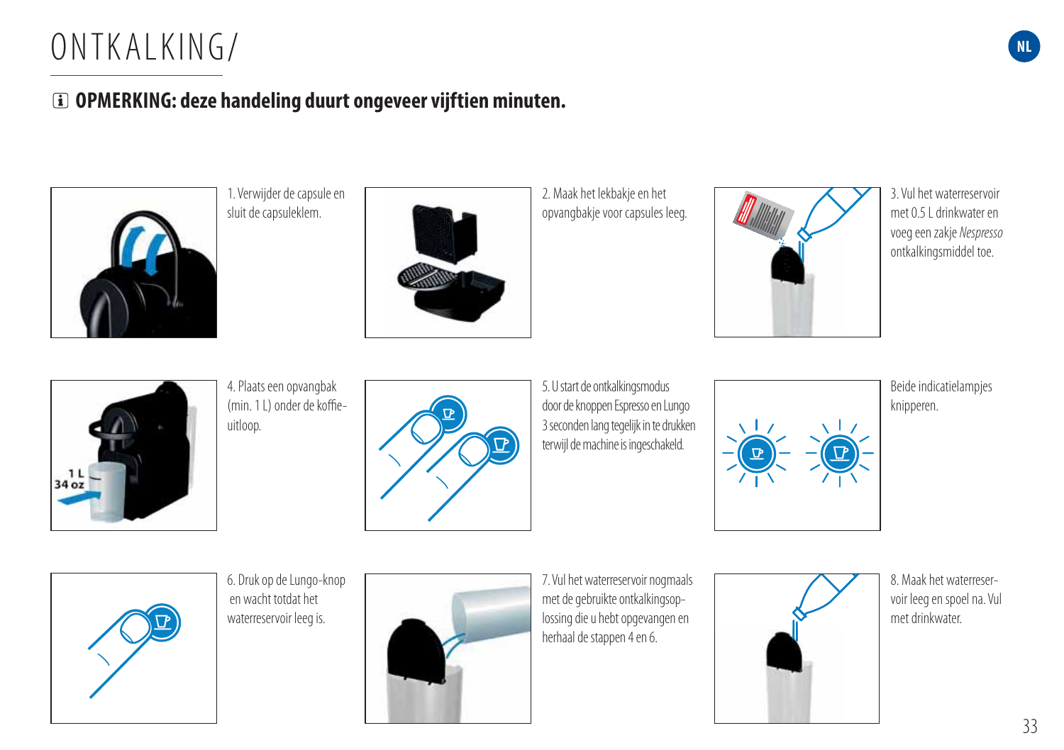# ONTKALKING/

**OPMERKING: deze handeling duurt ongeveer vijftien minuten.**

1. Verwijder de capsule en sluit de capsuleklem.

2. Maak het lekbakje en het opvangbakje voor capsules leeg.

3. Vul het waterreservoir met 0.5 L drinkwater en voeg een zakje *Nespresso* ontkalkingsmiddel toe.

4. Plaats een opvangbak (min. 1 L) onder de koffie-uitloop.

5. U start de ontkalkingsmodus door de knoppen Espresso en Lungo 3 seconden lang tegelijk in te drukken terwijl de machine is ingeschakeld.

Beide indicatielampjes knipperen.

6. Druk op de Lungo-knop en wacht totdat het waterreservoir leeg is.

7. Vul het waterreservoir nogmaals met de gebruikte ontkalkingsoplossing die u hebt opgevangen en herhaal de stappen 4 en 6.

8. Maak het waterreservoir leeg en spoel na. Vul met drinkwater.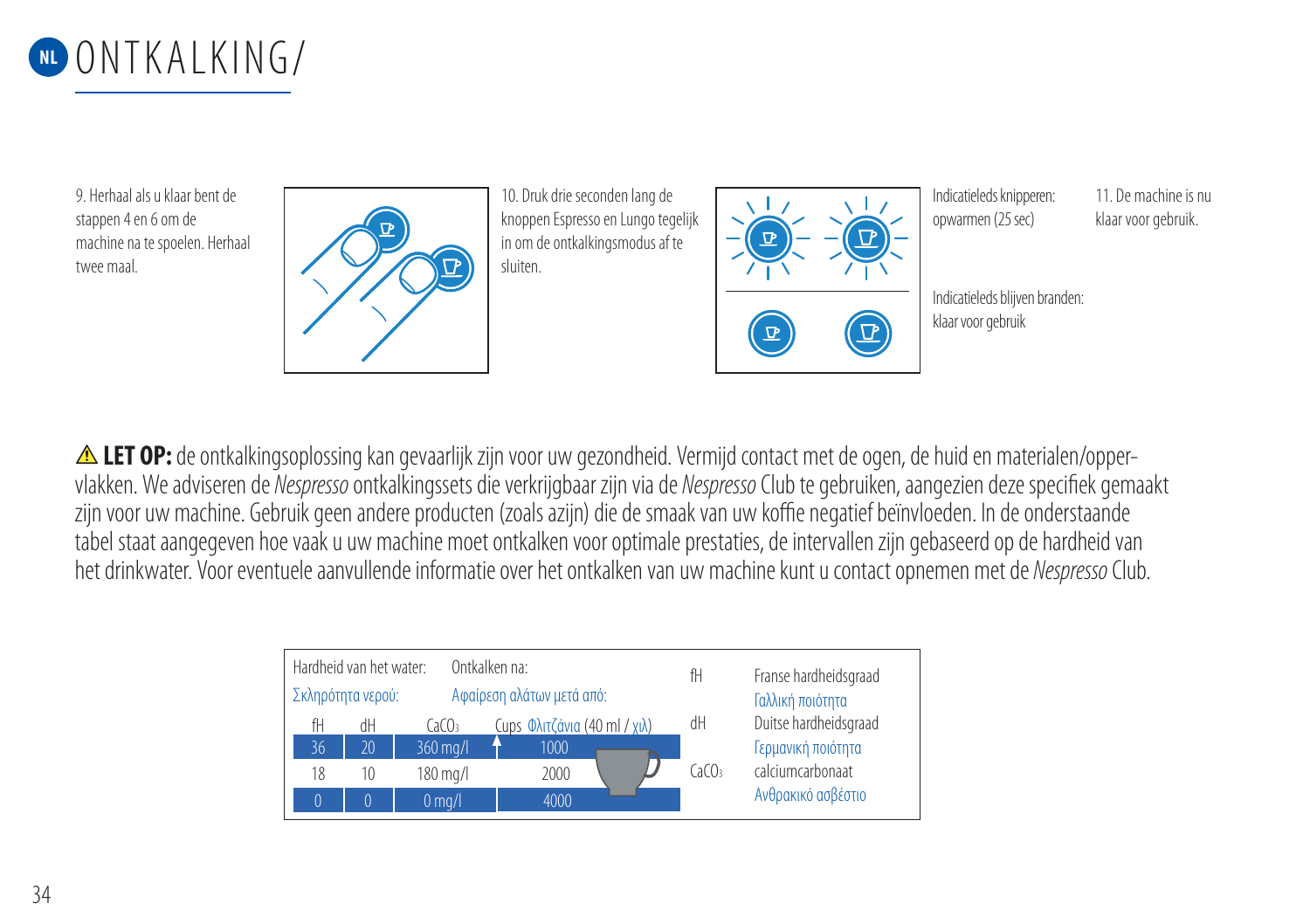# NL ONTKALKING/

9. Herhaal als u klaar bent de stappen 4 en 6 om de machine na te spoelen. Herhaal twee maal.

10. Druk drie seconden lang de knoppen Espresso en Lungo tegelijk in om de ontkalkingsmodus af te sluiten.

Indicatieleds knipperen: opwarmen (25 sec)

Indicatieleds blijven branden: klaar voor gebruik

11. De machine is nu klaar voor gebruik.

⚠ **LET OP:** de ontkalkingsoplossing kan gevaarlijk zijn voor uw gezondheid. Vermijd contact met de ogen, de huid en materialen/oppervlakken. We adviseren de *Nespresso* ontkalkingssets die verkrijgbaar zijn via de *Nespresso* Club te gebruiken, aangezien deze specifiek gemaakt zijn voor uw machine. Gebruik geen andere producten (zoals azijn) die de smaak van uw koffie negatief beïnvloeden. In de onderstaande tabel staat aangegeven hoe vaak u uw machine moet ontkalken voor optimale prestaties, de intervallen zijn gebaseerd op de hardheid van het drinkwater. Voor eventuele aanvullende informatie over het ontkalken van uw machine kunt u contact opnemen met de *Nespresso* Club.

| Hardheid van het water: / Σκληρότητα νερού: | | | Ontkalken na: / Αφαίρεση αλάτων μετά από: |
|---|---|---|---|
| fH | dH | $CaCO_3$ | Cups Φλιτζάνια (40 ml / χιλ) |
| 36 | 20 | 360 mg/l | 1000 |
| 18 | 10 | 180 mg/l | 2000 |
| 0 | 0 | 0 mg/l | 4000 |

| | |
|---|---|
| fH | Franse hardheidsgraad / Γαλλική ποιότητα |
| dH | Duitse hardheidsgraad / Γερμανική ποιότητα |
| $CaCO_3$ | calciumcarbonaat / Ανθρακικό ασβέστιο |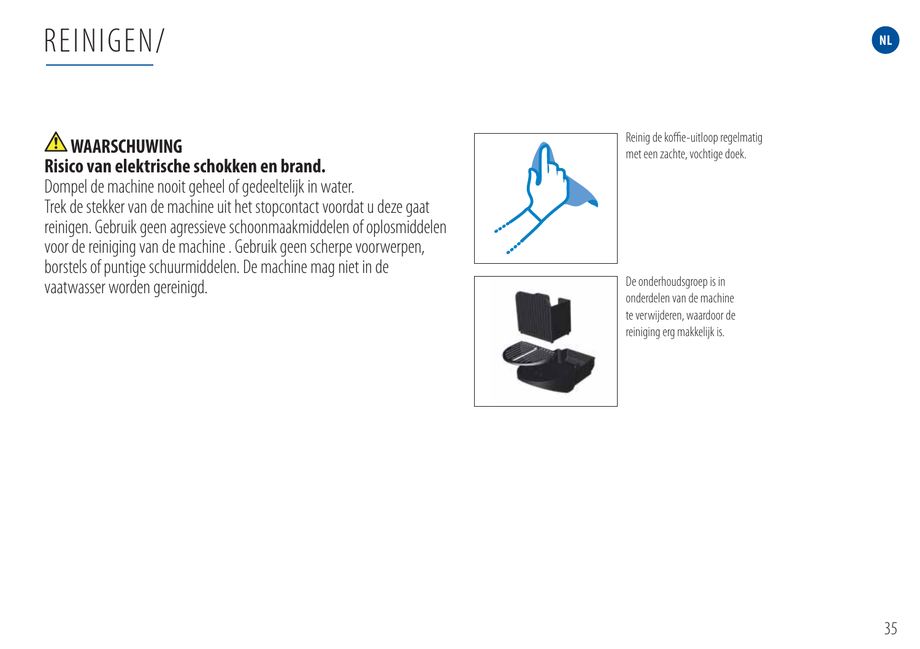# REINIGEN/

⚠ **WAARSCHUWING**
**Risico van elektrische schokken en brand.**
Dompel de machine nooit geheel of gedeeltelijk in water.
Trek de stekker van de machine uit het stopcontact voordat u deze gaat reinigen. Gebruik geen agressieve schoonmaakmiddelen of oplosmiddelen voor de reiniging van de machine . Gebruik geen scherpe voorwerpen, borstels of puntige schuurmiddelen. De machine mag niet in de vaatwasser worden gereinigd.

Reinig de koffie-uitloop regelmatig met een zachte, vochtige doek.

De onderhoudsgroep is in onderdelen van de machine te verwijderen, waardoor de reiniging erg makkelijk is.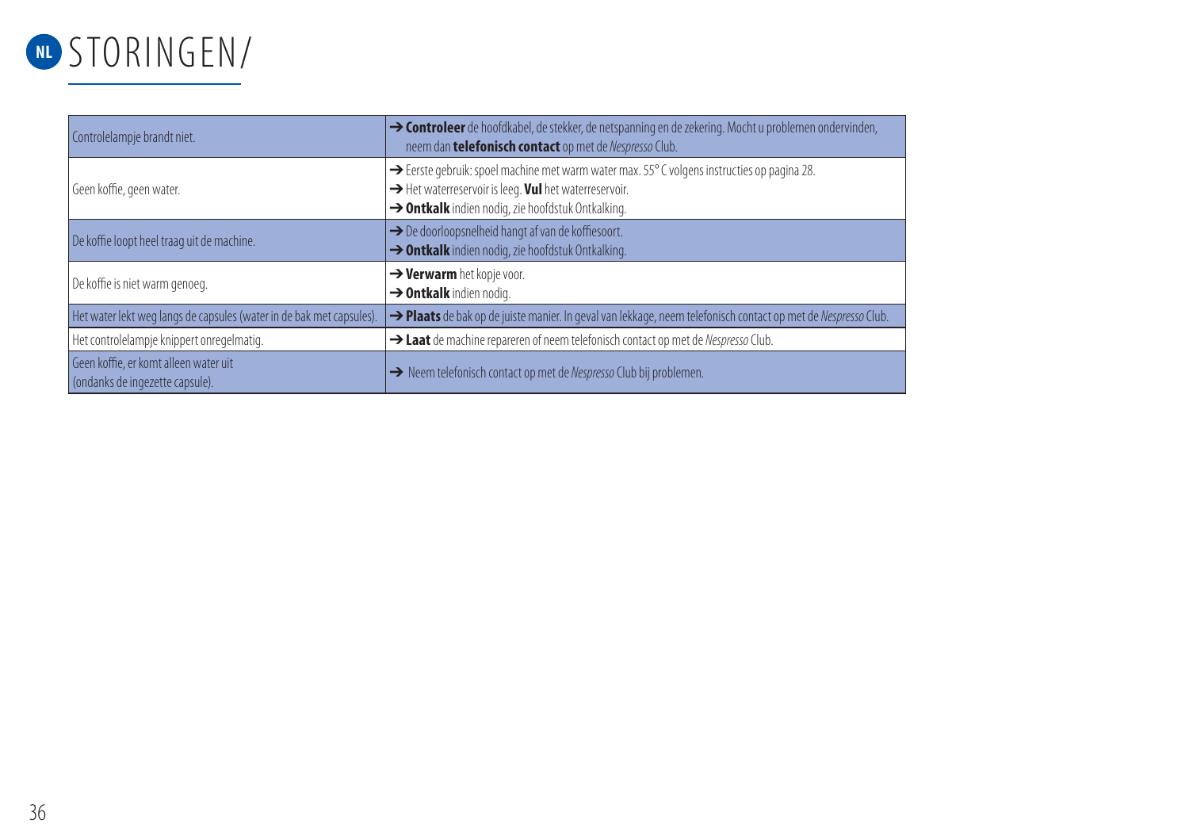# NL STORINGEN/

| | |
|---|---|
| Controlelampje brandt niet. | ➔ **Controleer** de hoofdkabel, de stekker, de netspanning en de zekering. Mocht u problemen ondervinden, neem dan **telefonisch contact** op met de *Nespresso* Club. |
| Geen koffie, geen water. | ➔ Eerste gebruik: spoel machine met warm water max. 55° C volgens instructies op pagina 28.<br>➔ Het waterreservoir is leeg. **Vul** het waterreservoir.<br>➔ **Ontkalk** indien nodig, zie hoofdstuk Ontkalking. |
| De koffie loopt heel traag uit de machine. | ➔ De doorloopsnelheid hangt af van de koffiesoort.<br>➔ **Ontkalk** indien nodig, zie hoofdstuk Ontkalking. |
| De koffie is niet warm genoeg. | ➔ **Verwarm** het kopje voor.<br>➔ **Ontkalk** indien nodig. |
| Het water lekt weg langs de capsules (water in de bak met capsules). | ➔ **Plaats** de bak op de juiste manier. In geval van lekkage, neem telefonisch contact op met de *Nespresso* Club. |
| Het controlelampje knippert onregelmatig. | ➔ **Laat** de machine repareren of neem telefonisch contact op met de *Nespresso* Club. |
| Geen koffie, er komt alleen water uit (ondanks de ingezette capsule). | ➔ Neem telefonisch contact op met de *Nespresso* Club bij problemen. |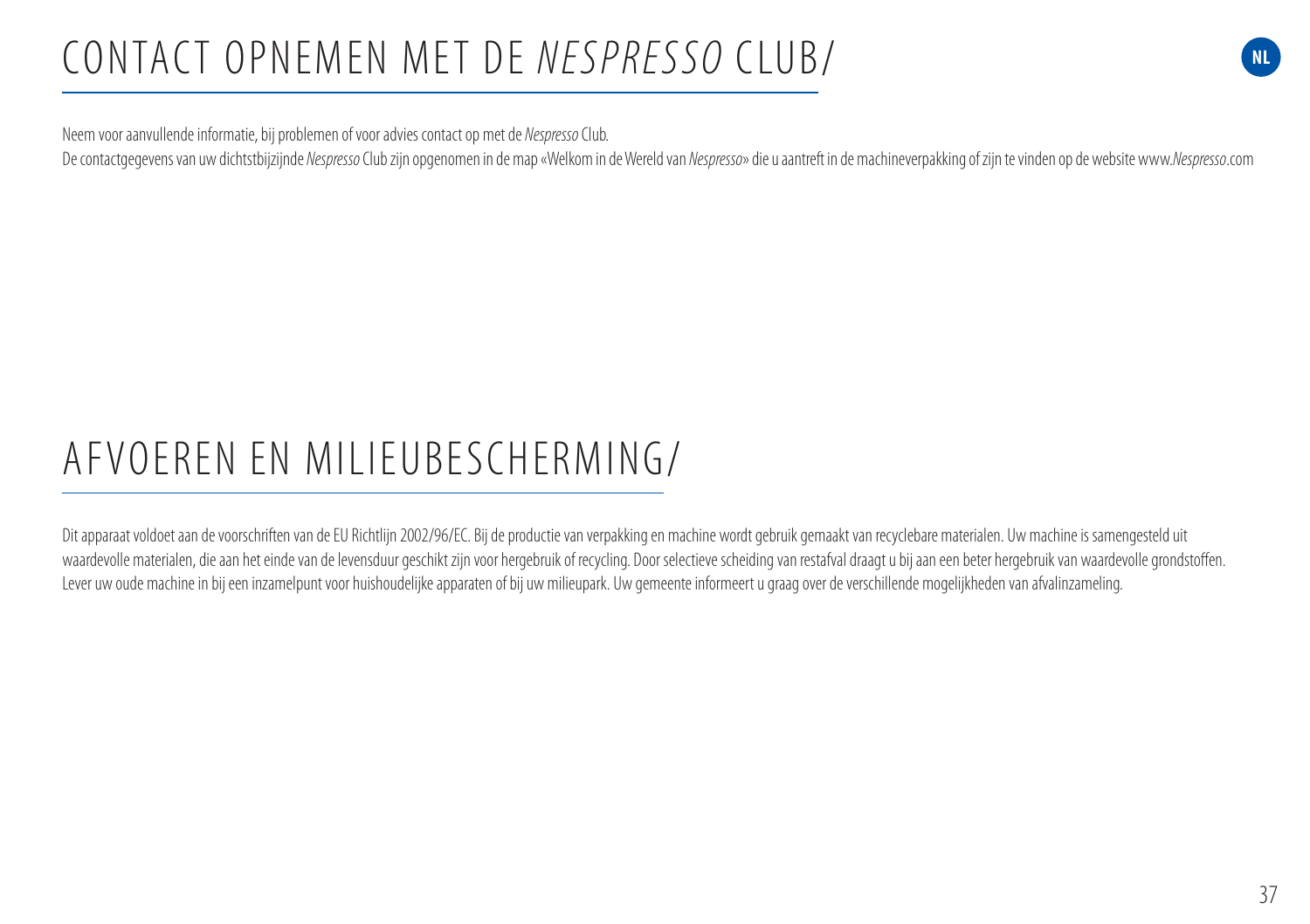# CONTACT OPNEMEN MET DE *NESPRESSO* CLUB/

Neem voor aanvullende informatie, bij problemen of voor advies contact op met de *Nespresso* Club.
De contactgegevens van uw dichtstbijzijnde *Nespresso* Club zijn opgenomen in de map «Welkom in de Wereld van *Nespresso*» die u aantreft in de machineverpakking of zijn te vinden op de website www.*Nespresso*.com

# AFVOEREN EN MILIEUBESCHERMING/

Dit apparaat voldoet aan de voorschriften van de EU Richtlijn 2002/96/EC. Bij de productie van verpakking en machine wordt gebruik gemaakt van recyclebare materialen. Uw machine is samengesteld uit waardevolle materialen, die aan het einde van de levensduur geschikt zijn voor hergebruik of recycling. Door selectieve scheiding van restafval draagt u bij aan een beter hergebruik van waardevolle grondstoffen. Lever uw oude machine in bij een inzamelpunt voor huishoudelijke apparaten of bij uw milieupark. Uw gemeente informeert u graag over de verschillende mogelijkheden van afvalinzameling.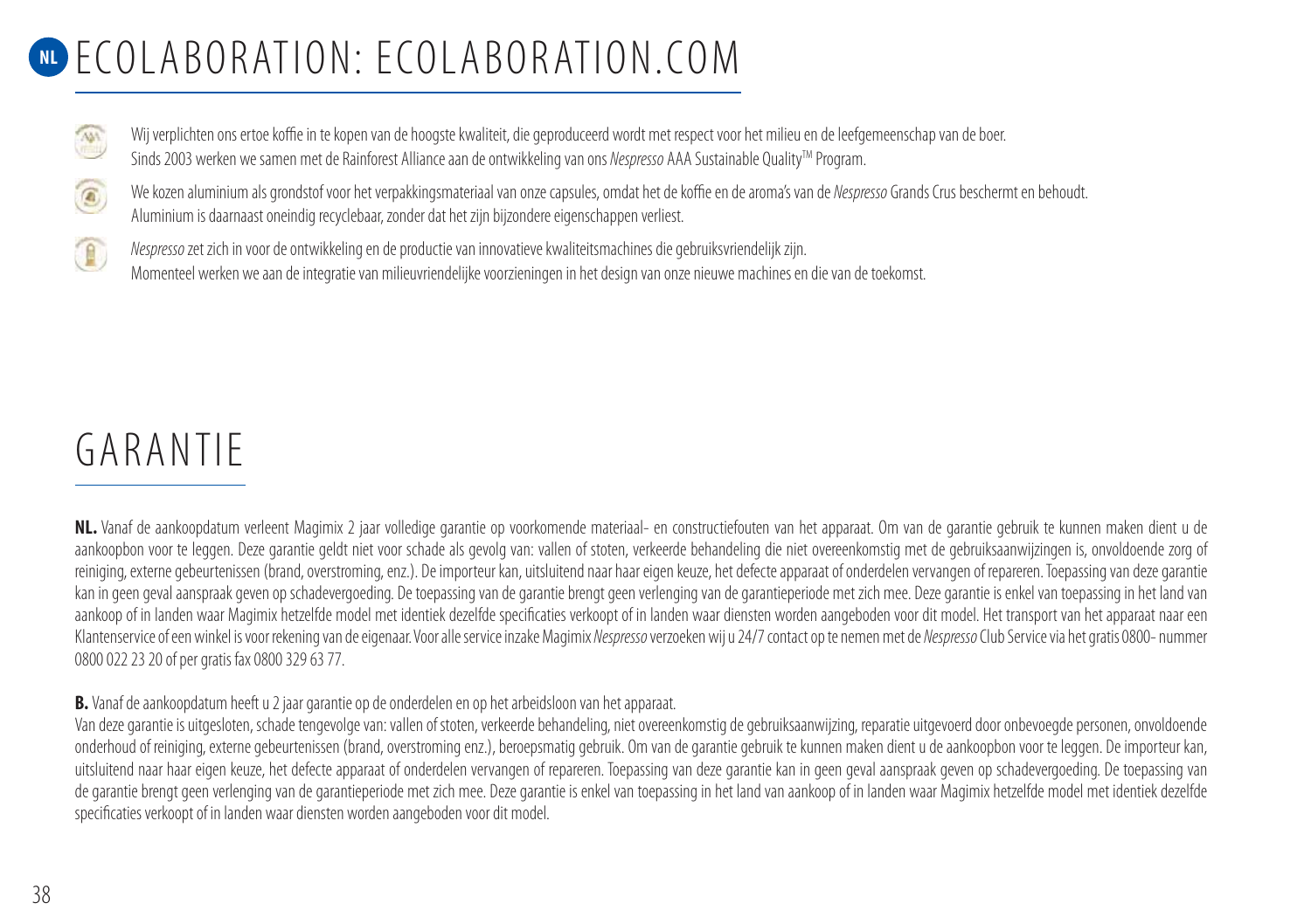# NL ECOLABORATION: ECOLABORATION.COM

Wij verplichten ons ertoe koffie in te kopen van de hoogste kwaliteit, die geproduceerd wordt met respect voor het milieu en de leefgemeenschap van de boer.
Sinds 2003 werken we samen met de Rainforest Alliance aan de ontwikkeling van ons *Nespresso* AAA Sustainable Quality™ Program.

We kozen aluminium als grondstof voor het verpakkingsmateriaal van onze capsules, omdat het de koffie en de aroma's van de *Nespresso* Grands Crus beschermt en behoudt.
Aluminium is daarnaast oneindig recyclebaar, zonder dat het zijn bijzondere eigenschappen verliest.

*Nespresso* zet zich in voor de ontwikkeling en de productie van innovatieve kwaliteitsmachines die gebruiksvriendelijk zijn.
Momenteel werken we aan de integratie van milieuvriendelijke voorzieningen in het design van onze nieuwe machines en die van de toekomst.

# GARANTIE

**NL.** Vanaf de aankoopdatum verleent Magimix 2 jaar volledige garantie op voorkomende materiaal- en constructiefouten van het apparaat. Om van de garantie gebruik te kunnen maken dient u de aankoopbon voor te leggen. Deze garantie geldt niet voor schade als gevolg van: vallen of stoten, verkeerde behandeling die niet overeenkomstig met de gebruiksaanwijzingen is, onvoldoende zorg of reiniging, externe gebeurtenissen (brand, overstroming, enz.). De importeur kan, uitsluitend naar haar eigen keuze, het defecte apparaat of onderdelen vervangen of repareren. Toepassing van deze garantie kan in geen geval aanspraak geven op schadevergoeding. De toepassing van de garantie brengt geen verlenging van de garantieperiode met zich mee. Deze garantie is enkel van toepassing in het land van aankoop of in landen waar Magimix hetzelfde model met identiek dezelfde specificaties verkoopt of in landen waar diensten worden aangeboden voor dit model. Het transport van het apparaat naar een Klantenservice of een winkel is voor rekening van de eigenaar. Voor alle service inzake Magimix *Nespresso* verzoeken wij u 24/7 contact op te nemen met de *Nespresso* Club Service via het gratis 0800- nummer 0800 022 23 20 of per gratis fax 0800 329 63 77.

**B.** Vanaf de aankoopdatum heeft u 2 jaar garantie op de onderdelen en op het arbeidsloon van het apparaat.
Van deze garantie is uitgesloten, schade tengevolge van: vallen of stoten, verkeerde behandeling, niet overeenkomstig de gebruiksaanwijzing, reparatie uitgevoerd door onbevoegde personen, onvoldoende onderhoud of reiniging, externe gebeurtenissen (brand, overstroming enz.), beroepsmatig gebruik. Om van de garantie gebruik te kunnen maken dient u de aankoopbon voor te leggen. De importeur kan, uitsluitend naar haar eigen keuze, het defecte apparaat of onderdelen vervangen of repareren. Toepassing van deze garantie kan in geen geval aanspraak geven op schadevergoeding. De toepassing van de garantie brengt geen verlenging van de garantieperiode met zich mee. Deze garantie is enkel van toepassing in het land van aankoop of in landen waar Magimix hetzelfde model met identiek dezelfde specificaties verkoopt of in landen waar diensten worden aangeboden voor dit model.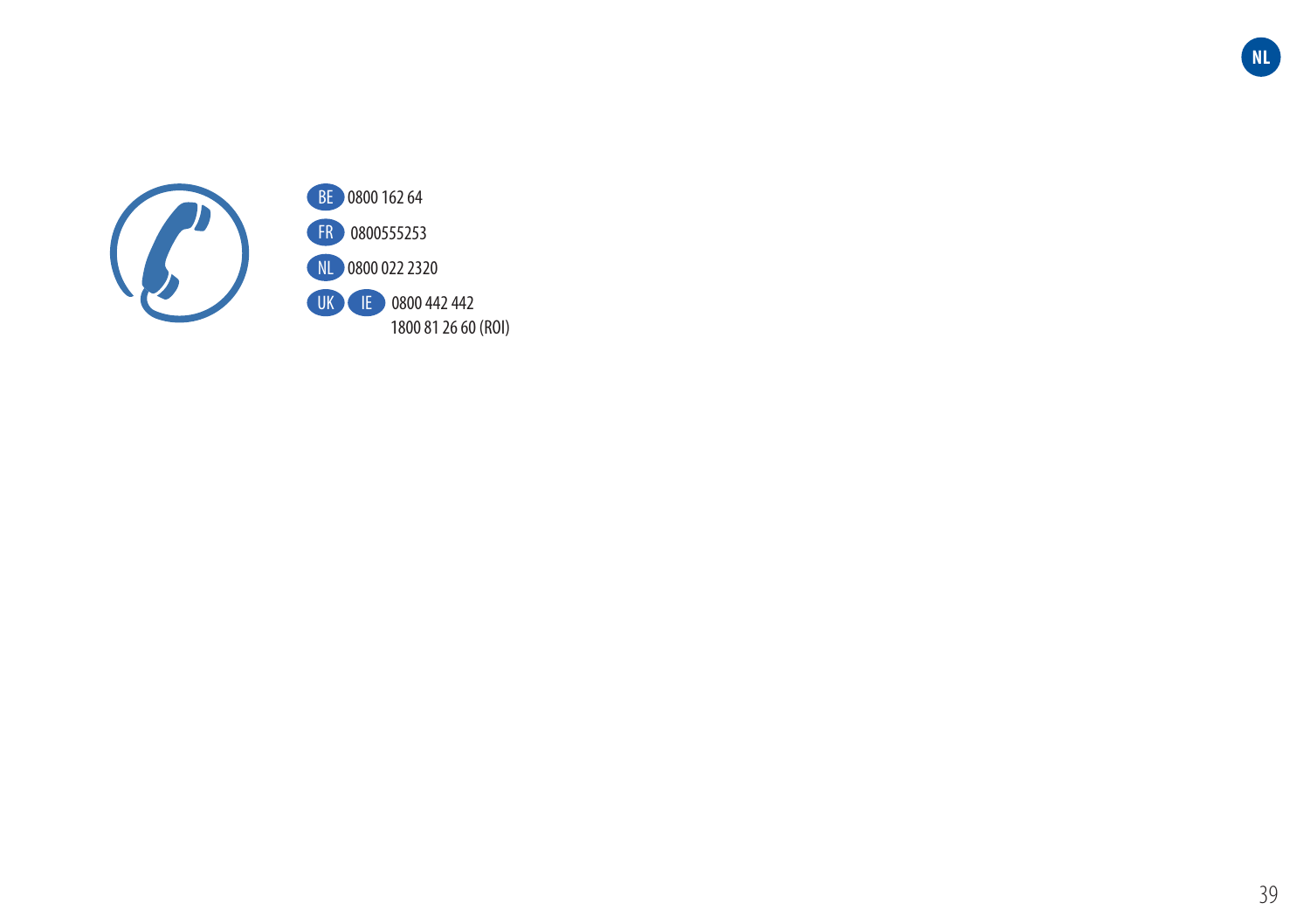BE 0800 162 64

FR 0800555253

NL 0800 022 2320

UK IE 0800 442 442
1800 81 26 60 (ROI)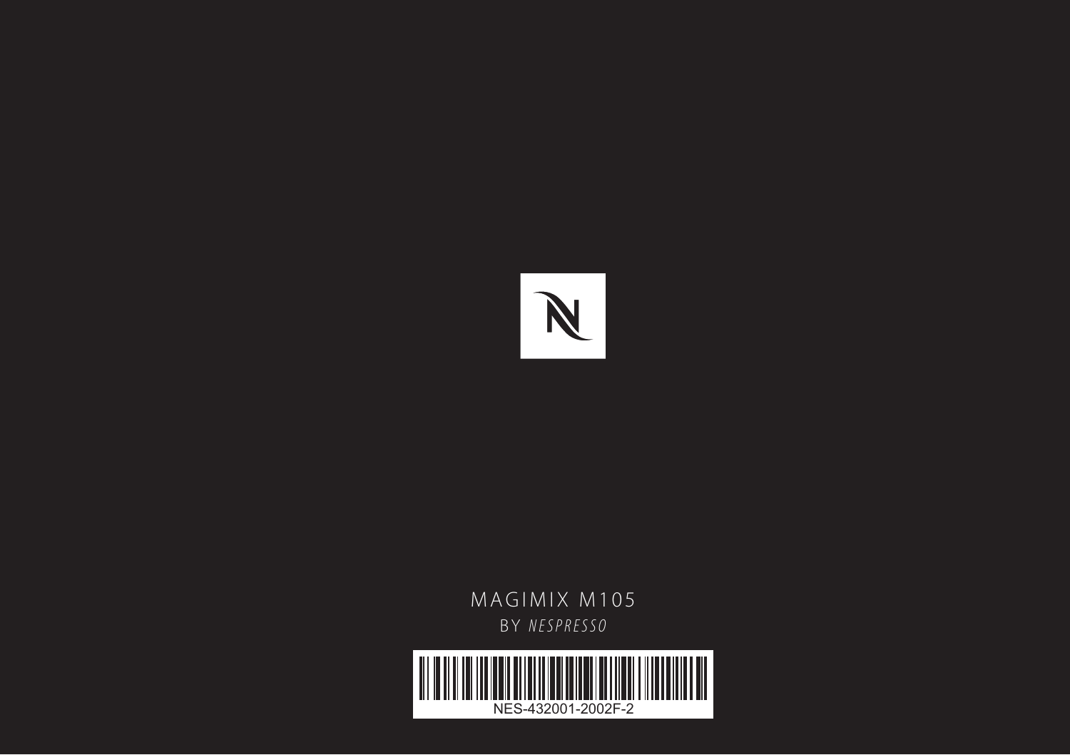MAGIMIX M105

BY *NESPRESSO*

NES-432001-2002F-2